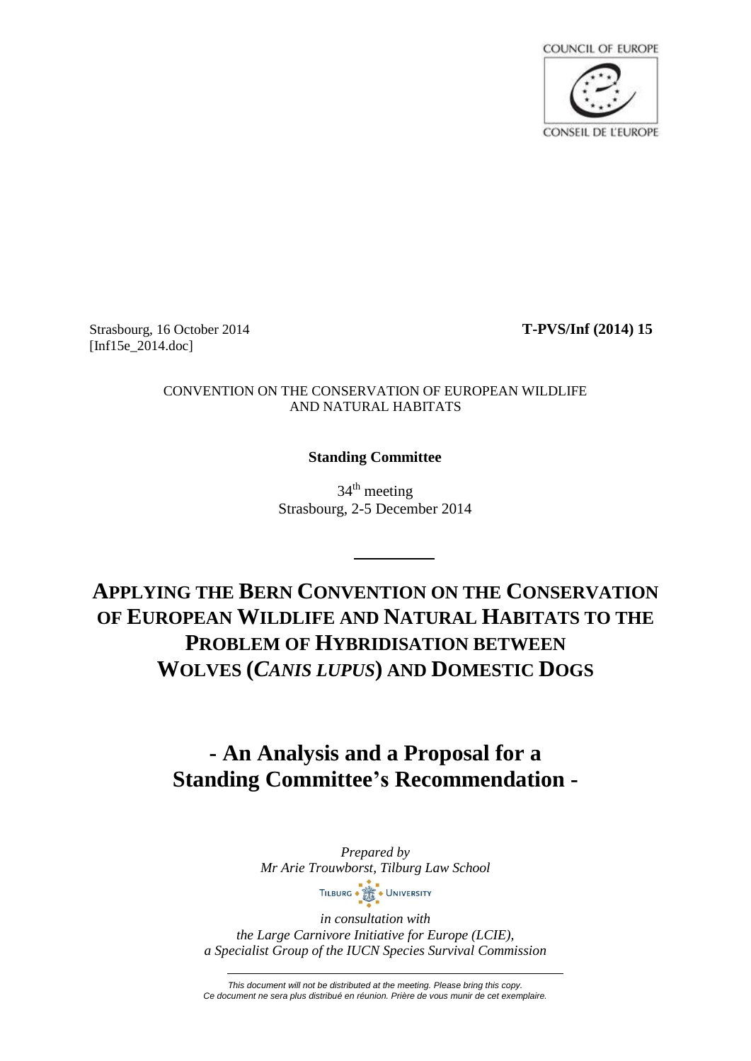COUNCIL OF EUROPE

CONSEIL DE L'EUROPE

Strasbourg, 16 October 2014
[Inf15e_2014.doc]

**T-PVS/Inf (2014) 15**

CONVENTION ON THE CONSERVATION OF EUROPEAN WILDLIFE AND NATURAL HABITATS

**Standing Committee**

34th meeting
Strasbourg, 2-5 December 2014

# APPLYING THE BERN CONVENTION ON THE CONSERVATION OF EUROPEAN WILDLIFE AND NATURAL HABITATS TO THE PROBLEM OF HYBRIDISATION BETWEEN WOLVES (*CANIS LUPUS*) AND DOMESTIC DOGS

## - An Analysis and a Proposal for a Standing Committee's Recommendation -

*Prepared by*
*Mr Arie Trouwborst, Tilburg Law School*

TILBURG UNIVERSITY

*in consultation with*
*the Large Carnivore Initiative for Europe (LCIE),*
*a Specialist Group of the IUCN Species Survival Commission*

*This document will not be distributed at the meeting. Please bring this copy.*
*Ce document ne sera plus distribué en réunion. Prière de vous munir de cet exemplaire.*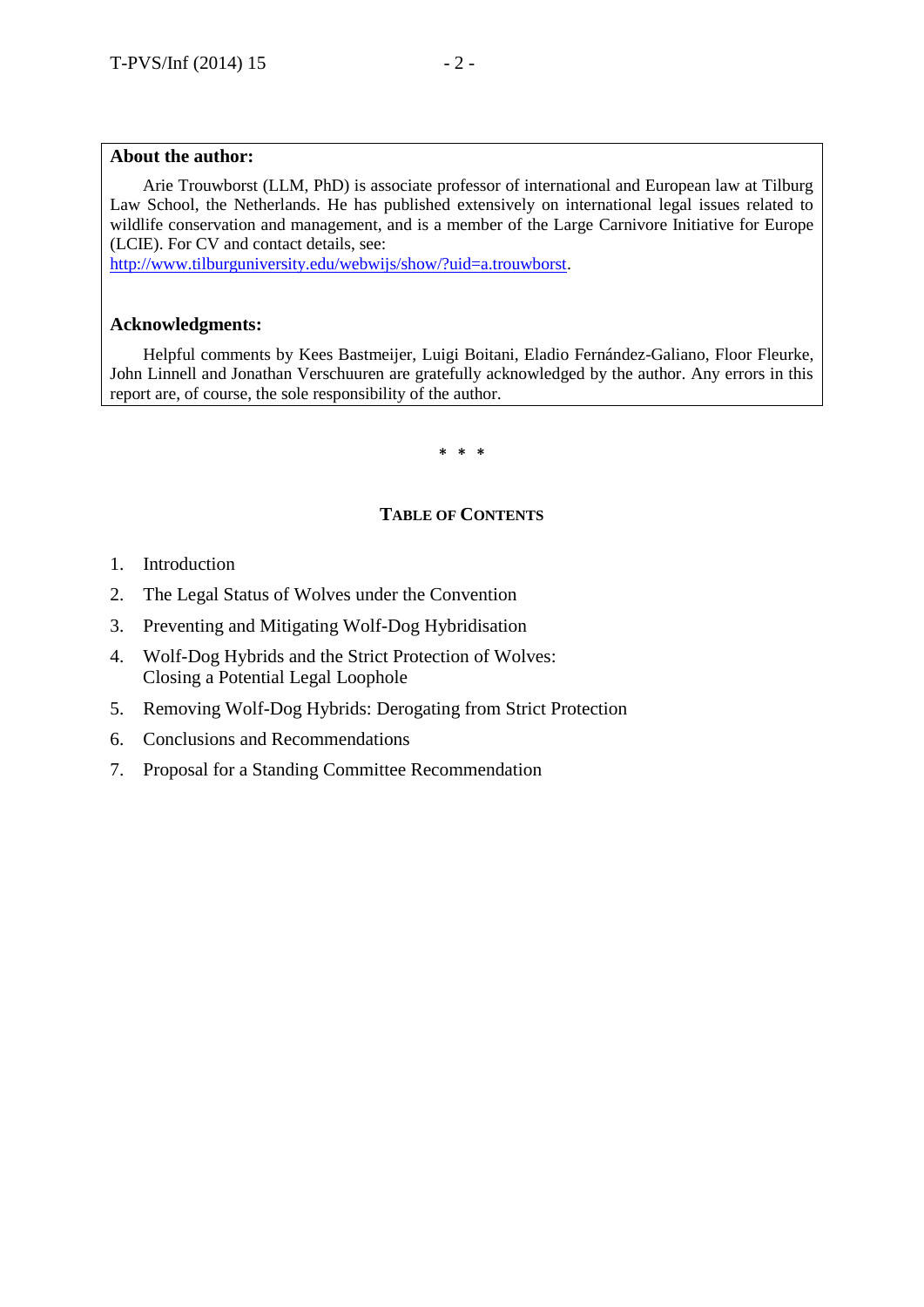**About the author:**

Arie Trouwborst (LLM, PhD) is associate professor of international and European law at Tilburg Law School, the Netherlands. He has published extensively on international legal issues related to wildlife conservation and management, and is a member of the Large Carnivore Initiative for Europe (LCIE). For CV and contact details, see:
http://www.tilburguniversity.edu/webwijs/show/?uid=a.trouwborst.

**Acknowledgments:**

Helpful comments by Kees Bastmeijer, Luigi Boitani, Eladio Fernández-Galiano, Floor Fleurke, John Linnell and Jonathan Verschuuren are gratefully acknowledged by the author. Any errors in this report are, of course, the sole responsibility of the author.

\* \* \*

## TABLE OF CONTENTS

1. Introduction
2. The Legal Status of Wolves under the Convention
3. Preventing and Mitigating Wolf-Dog Hybridisation
4. Wolf-Dog Hybrids and the Strict Protection of Wolves:
   Closing a Potential Legal Loophole
5. Removing Wolf-Dog Hybrids: Derogating from Strict Protection
6. Conclusions and Recommendations
7. Proposal for a Standing Committee Recommendation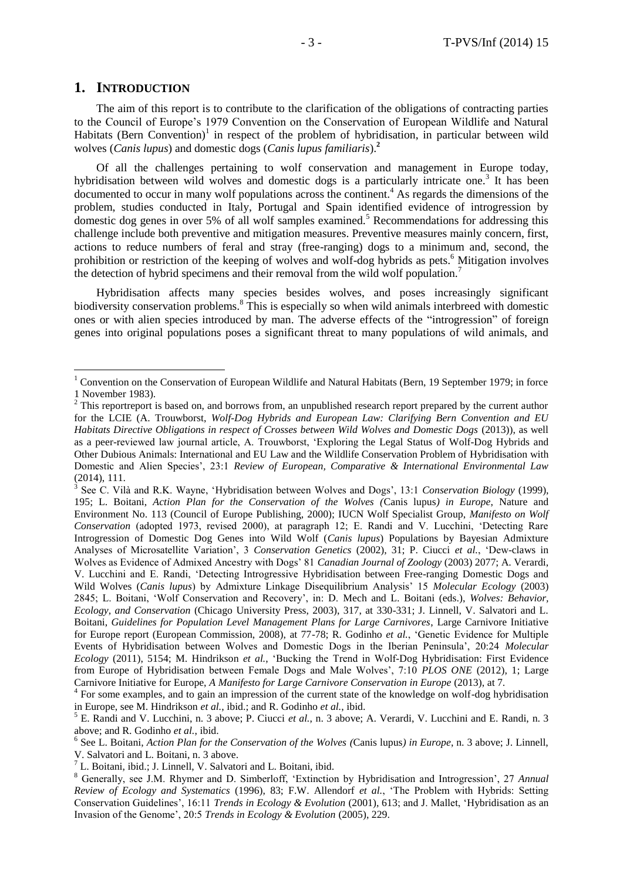## 1. INTRODUCTION

The aim of this report is to contribute to the clarification of the obligations of contracting parties to the Council of Europe's 1979 Convention on the Conservation of European Wildlife and Natural Habitats (Bern Convention)[1] in respect of the problem of hybridisation, in particular between wild wolves (*Canis lupus*) and domestic dogs (*Canis lupus familiaris*).[2]

Of all the challenges pertaining to wolf conservation and management in Europe today, hybridisation between wild wolves and domestic dogs is a particularly intricate one.[3] It has been documented to occur in many wolf populations across the continent.[4] As regards the dimensions of the problem, studies conducted in Italy, Portugal and Spain identified evidence of introgression by domestic dog genes in over 5% of all wolf samples examined.[5] Recommendations for addressing this challenge include both preventive and mitigation measures. Preventive measures mainly concern, first, actions to reduce numbers of feral and stray (free-ranging) dogs to a minimum and, second, the prohibition or restriction of the keeping of wolves and wolf-dog hybrids as pets.[6] Mitigation involves the detection of hybrid specimens and their removal from the wild wolf population.[7]

Hybridisation affects many species besides wolves, and poses increasingly significant biodiversity conservation problems.[8] This is especially so when wild animals interbreed with domestic ones or with alien species introduced by man. The adverse effects of the "introgression" of foreign genes into original populations poses a significant threat to many populations of wild animals, and

---

[1] Convention on the Conservation of European Wildlife and Natural Habitats (Bern, 19 September 1979; in force 1 November 1983).

[2] This reportreport is based on, and borrows from, an unpublished research report prepared by the current author for the LCIE (A. Trouwborst, *Wolf-Dog Hybrids and European Law: Clarifying Bern Convention and EU Habitats Directive Obligations in respect of Crosses between Wild Wolves and Domestic Dogs* (2013)), as well as a peer-reviewed law journal article, A. Trouwborst, 'Exploring the Legal Status of Wolf-Dog Hybrids and Other Dubious Animals: International and EU Law and the Wildlife Conservation Problem of Hybridisation with Domestic and Alien Species', 23:1 *Review of European, Comparative & International Environmental Law* (2014), 111.

[3] See C. Vilà and R.K. Wayne, 'Hybridisation between Wolves and Dogs', 13:1 *Conservation Biology* (1999), 195; L. Boitani, *Action Plan for the Conservation of the Wolves (*Canis lupus*) in Europe*, Nature and Environment No. 113 (Council of Europe Publishing, 2000); IUCN Wolf Specialist Group, *Manifesto on Wolf Conservation* (adopted 1973, revised 2000), at paragraph 12; E. Randi and V. Lucchini, 'Detecting Rare Introgression of Domestic Dog Genes into Wild Wolf (*Canis lupus*) Populations by Bayesian Admixture Analyses of Microsatellite Variation', 3 *Conservation Genetics* (2002), 31; P. Ciucci *et al.*, 'Dew-claws in Wolves as Evidence of Admixed Ancestry with Dogs' 81 *Canadian Journal of Zoology* (2003) 2077; A. Verardi, V. Lucchini and E. Randi, 'Detecting Introgressive Hybridisation between Free-ranging Domestic Dogs and Wild Wolves (*Canis lupus*) by Admixture Linkage Disequilibrium Analysis' 15 *Molecular Ecology* (2003) 2845; L. Boitani, 'Wolf Conservation and Recovery', in: D. Mech and L. Boitani (eds.), *Wolves: Behavior, Ecology, and Conservation* (Chicago University Press, 2003), 317, at 330-331; J. Linnell, V. Salvatori and L. Boitani, *Guidelines for Population Level Management Plans for Large Carnivores*, Large Carnivore Initiative for Europe report (European Commission, 2008), at 77-78; R. Godinho *et al.*, 'Genetic Evidence for Multiple Events of Hybridisation between Wolves and Domestic Dogs in the Iberian Peninsula', 20:24 *Molecular Ecology* (2011), 5154; M. Hindrikson *et al.*, 'Bucking the Trend in Wolf-Dog Hybridisation: First Evidence from Europe of Hybridisation between Female Dogs and Male Wolves', 7:10 *PLOS ONE* (2012), 1; Large Carnivore Initiative for Europe, *A Manifesto for Large Carnivore Conservation in Europe* (2013), at 7.

[4] For some examples, and to gain an impression of the current state of the knowledge on wolf-dog hybridisation in Europe, see M. Hindrikson *et al.*, ibid.; and R. Godinho *et al.*, ibid.

[5] E. Randi and V. Lucchini, n. 3 above; P. Ciucci *et al.*, n. 3 above; A. Verardi, V. Lucchini and E. Randi, n. 3 above; and R. Godinho *et al.*, ibid.

[6] See L. Boitani, *Action Plan for the Conservation of the Wolves (*Canis lupus*) in Europe*, n. 3 above; J. Linnell, V. Salvatori and L. Boitani, n. 3 above.

[7] L. Boitani, ibid.; J. Linnell, V. Salvatori and L. Boitani, ibid.

[8] Generally, see J.M. Rhymer and D. Simberloff, 'Extinction by Hybridisation and Introgression', 27 *Annual Review of Ecology and Systematics* (1996), 83; F.W. Allendorf *et al.*, 'The Problem with Hybrids: Setting Conservation Guidelines', 16:11 *Trends in Ecology & Evolution* (2001), 613; and J. Mallet, 'Hybridisation as an Invasion of the Genome', 20:5 *Trends in Ecology & Evolution* (2005), 229.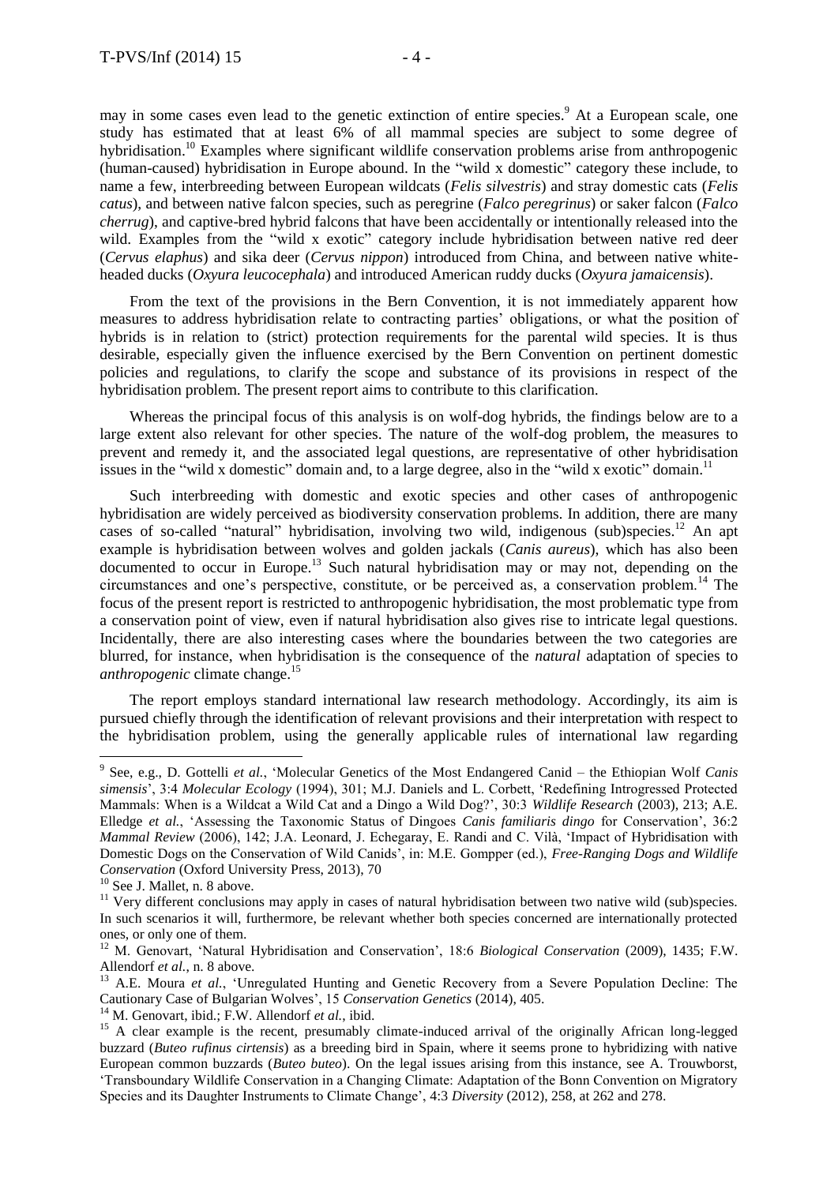may in some cases even lead to the genetic extinction of entire species.[9] At a European scale, one study has estimated that at least 6% of all mammal species are subject to some degree of hybridisation.[10] Examples where significant wildlife conservation problems arise from anthropogenic (human-caused) hybridisation in Europe abound. In the "wild x domestic" category these include, to name a few, interbreeding between European wildcats (*Felis silvestris*) and stray domestic cats (*Felis catus*), and between native falcon species, such as peregrine (*Falco peregrinus*) or saker falcon (*Falco cherrug*), and captive-bred hybrid falcons that have been accidentally or intentionally released into the wild. Examples from the "wild x exotic" category include hybridisation between native red deer (*Cervus elaphus*) and sika deer (*Cervus nippon*) introduced from China, and between native white-headed ducks (*Oxyura leucocephala*) and introduced American ruddy ducks (*Oxyura jamaicensis*).

From the text of the provisions in the Bern Convention, it is not immediately apparent how measures to address hybridisation relate to contracting parties' obligations, or what the position of hybrids is in relation to (strict) protection requirements for the parental wild species. It is thus desirable, especially given the influence exercised by the Bern Convention on pertinent domestic policies and regulations, to clarify the scope and substance of its provisions in respect of the hybridisation problem. The present report aims to contribute to this clarification.

Whereas the principal focus of this analysis is on wolf-dog hybrids, the findings below are to a large extent also relevant for other species. The nature of the wolf-dog problem, the measures to prevent and remedy it, and the associated legal questions, are representative of other hybridisation issues in the "wild x domestic" domain and, to a large degree, also in the "wild x exotic" domain.[11]

Such interbreeding with domestic and exotic species and other cases of anthropogenic hybridisation are widely perceived as biodiversity conservation problems. In addition, there are many cases of so-called "natural" hybridisation, involving two wild, indigenous (sub)species.[12] An apt example is hybridisation between wolves and golden jackals (*Canis aureus*), which has also been documented to occur in Europe.[13] Such natural hybridisation may or may not, depending on the circumstances and one's perspective, constitute, or be perceived as, a conservation problem.[14] The focus of the present report is restricted to anthropogenic hybridisation, the most problematic type from a conservation point of view, even if natural hybridisation also gives rise to intricate legal questions. Incidentally, there are also interesting cases where the boundaries between the two categories are blurred, for instance, when hybridisation is the consequence of the *natural* adaptation of species to *anthropogenic* climate change.[15]

The report employs standard international law research methodology. Accordingly, its aim is pursued chiefly through the identification of relevant provisions and their interpretation with respect to the hybridisation problem, using the generally applicable rules of international law regarding

---

[9] See, e.g., D. Gottelli *et al.*, 'Molecular Genetics of the Most Endangered Canid – the Ethiopian Wolf *Canis simensis*', 3:4 *Molecular Ecology* (1994), 301; M.J. Daniels and L. Corbett, 'Redefining Introgressed Protected Mammals: When is a Wildcat a Wild Cat and a Dingo a Wild Dog?', 30:3 *Wildlife Research* (2003), 213; A.E. Elledge *et al.*, 'Assessing the Taxonomic Status of Dingoes *Canis familiaris dingo* for Conservation', 36:2 *Mammal Review* (2006), 142; J.A. Leonard, J. Echegaray, E. Randi and C. Vilà, 'Impact of Hybridisation with Domestic Dogs on the Conservation of Wild Canids', in: M.E. Gompper (ed.), *Free-Ranging Dogs and Wildlife Conservation* (Oxford University Press, 2013), 70

[10] See J. Mallet, n. 8 above.

[11] Very different conclusions may apply in cases of natural hybridisation between two native wild (sub)species. In such scenarios it will, furthermore, be relevant whether both species concerned are internationally protected ones, or only one of them.

[12] M. Genovart, 'Natural Hybridisation and Conservation', 18:6 *Biological Conservation* (2009), 1435; F.W. Allendorf *et al.*, n. 8 above.

[13] A.E. Moura *et al.*, 'Unregulated Hunting and Genetic Recovery from a Severe Population Decline: The Cautionary Case of Bulgarian Wolves', 15 *Conservation Genetics* (2014), 405.

[14] M. Genovart, ibid.; F.W. Allendorf *et al.*, ibid.

[15] A clear example is the recent, presumably climate-induced arrival of the originally African long-legged buzzard (*Buteo rufinus cirtensis*) as a breeding bird in Spain, where it seems prone to hybridizing with native European common buzzards (*Buteo buteo*). On the legal issues arising from this instance, see A. Trouwborst, 'Transboundary Wildlife Conservation in a Changing Climate: Adaptation of the Bonn Convention on Migratory Species and its Daughter Instruments to Climate Change', 4:3 *Diversity* (2012), 258, at 262 and 278.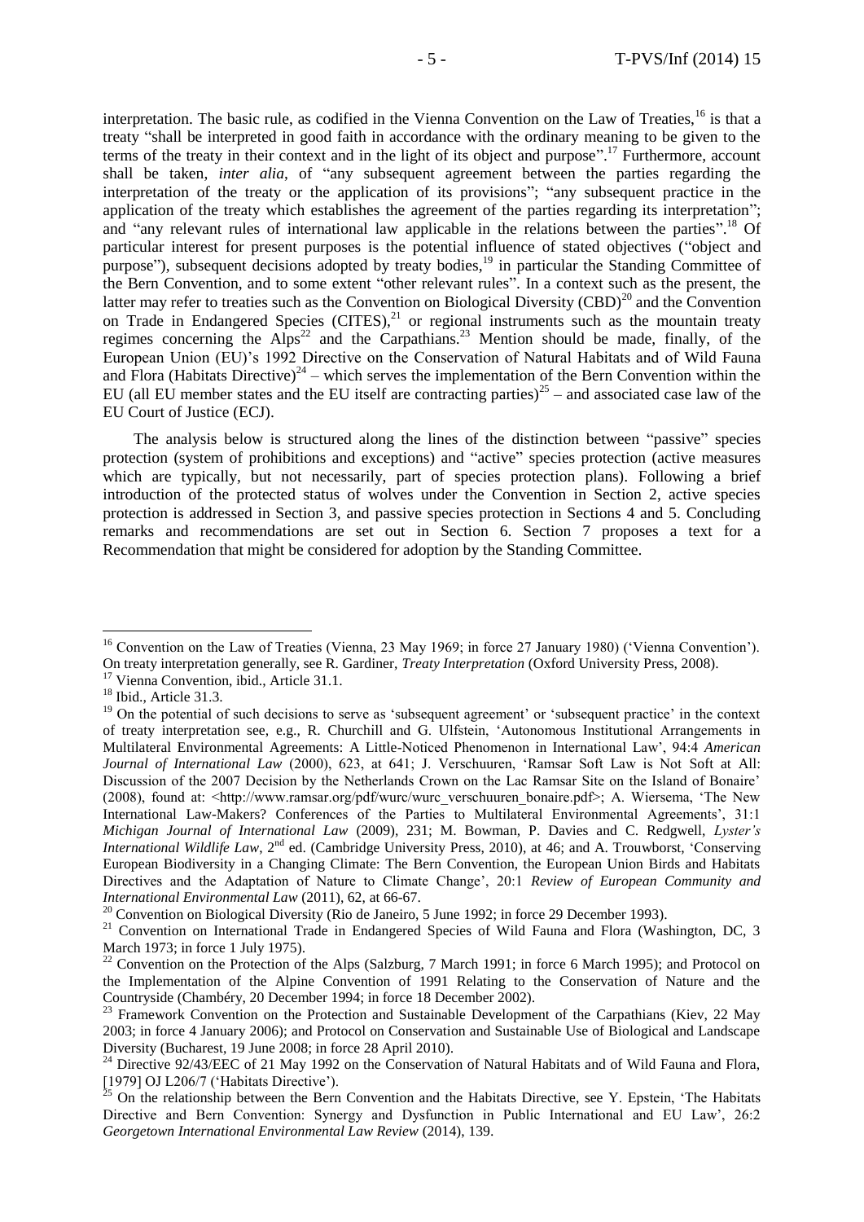interpretation. The basic rule, as codified in the Vienna Convention on the Law of Treaties,[16] is that a treaty "shall be interpreted in good faith in accordance with the ordinary meaning to be given to the terms of the treaty in their context and in the light of its object and purpose".[17] Furthermore, account shall be taken, *inter alia*, of "any subsequent agreement between the parties regarding the interpretation of the treaty or the application of its provisions"; "any subsequent practice in the application of the treaty which establishes the agreement of the parties regarding its interpretation"; and "any relevant rules of international law applicable in the relations between the parties".[18] Of particular interest for present purposes is the potential influence of stated objectives ("object and purpose"), subsequent decisions adopted by treaty bodies,[19] in particular the Standing Committee of the Bern Convention, and to some extent "other relevant rules". In a context such as the present, the latter may refer to treaties such as the Convention on Biological Diversity (CBD)[20] and the Convention on Trade in Endangered Species (CITES),[21] or regional instruments such as the mountain treaty regimes concerning the Alps[22] and the Carpathians.[23] Mention should be made, finally, of the European Union (EU)'s 1992 Directive on the Conservation of Natural Habitats and of Wild Fauna and Flora (Habitats Directive)[24] – which serves the implementation of the Bern Convention within the EU (all EU member states and the EU itself are contracting parties)[25] – and associated case law of the EU Court of Justice (ECJ).

The analysis below is structured along the lines of the distinction between "passive" species protection (system of prohibitions and exceptions) and "active" species protection (active measures which are typically, but not necessarily, part of species protection plans). Following a brief introduction of the protected status of wolves under the Convention in Section 2, active species protection is addressed in Section 3, and passive species protection in Sections 4 and 5. Concluding remarks and recommendations are set out in Section 6. Section 7 proposes a text for a Recommendation that might be considered for adoption by the Standing Committee.

---

[16] Convention on the Law of Treaties (Vienna, 23 May 1969; in force 27 January 1980) ('Vienna Convention'). On treaty interpretation generally, see R. Gardiner, *Treaty Interpretation* (Oxford University Press, 2008).

[17] Vienna Convention, ibid., Article 31.1.

[18] Ibid., Article 31.3.

[19] On the potential of such decisions to serve as 'subsequent agreement' or 'subsequent practice' in the context of treaty interpretation see, e.g., R. Churchill and G. Ulfstein, 'Autonomous Institutional Arrangements in Multilateral Environmental Agreements: A Little-Noticed Phenomenon in International Law', 94:4 *American Journal of International Law* (2000), 623, at 641; J. Verschuuren, 'Ramsar Soft Law is Not Soft at All: Discussion of the 2007 Decision by the Netherlands Crown on the Lac Ramsar Site on the Island of Bonaire' (2008), found at: <http://www.ramsar.org/pdf/wurc/wurc_verschuuren_bonaire.pdf>; A. Wiersema, 'The New International Law-Makers? Conferences of the Parties to Multilateral Environmental Agreements', 31:1 *Michigan Journal of International Law* (2009), 231; M. Bowman, P. Davies and C. Redgwell, *Lyster's International Wildlife Law*, 2nd ed. (Cambridge University Press, 2010), at 46; and A. Trouwborst, 'Conserving European Biodiversity in a Changing Climate: The Bern Convention, the European Union Birds and Habitats Directives and the Adaptation of Nature to Climate Change', 20:1 *Review of European Community and International Environmental Law* (2011), 62, at 66-67.

[20] Convention on Biological Diversity (Rio de Janeiro, 5 June 1992; in force 29 December 1993).

[21] Convention on International Trade in Endangered Species of Wild Fauna and Flora (Washington, DC, 3 March 1973; in force 1 July 1975).

[22] Convention on the Protection of the Alps (Salzburg, 7 March 1991; in force 6 March 1995); and Protocol on the Implementation of the Alpine Convention of 1991 Relating to the Conservation of Nature and the Countryside (Chambéry, 20 December 1994; in force 18 December 2002).

[23] Framework Convention on the Protection and Sustainable Development of the Carpathians (Kiev, 22 May 2003; in force 4 January 2006); and Protocol on Conservation and Sustainable Use of Biological and Landscape Diversity (Bucharest, 19 June 2008; in force 28 April 2010).

[24] Directive 92/43/EEC of 21 May 1992 on the Conservation of Natural Habitats and of Wild Fauna and Flora, [1979] OJ L206/7 ('Habitats Directive').

[25] On the relationship between the Bern Convention and the Habitats Directive, see Y. Epstein, 'The Habitats Directive and Bern Convention: Synergy and Dysfunction in Public International and EU Law', 26:2 *Georgetown International Environmental Law Review* (2014), 139.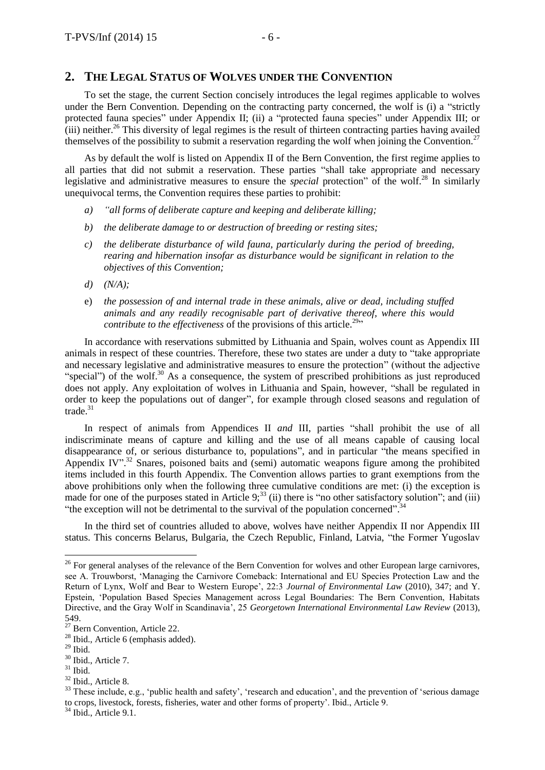## 2. THE LEGAL STATUS OF WOLVES UNDER THE CONVENTION

To set the stage, the current Section concisely introduces the legal regimes applicable to wolves under the Bern Convention. Depending on the contracting party concerned, the wolf is (i) a "strictly protected fauna species" under Appendix II; (ii) a "protected fauna species" under Appendix III; or (iii) neither.[26] This diversity of legal regimes is the result of thirteen contracting parties having availed themselves of the possibility to submit a reservation regarding the wolf when joining the Convention.[27]

As by default the wolf is listed on Appendix II of the Bern Convention, the first regime applies to all parties that did not submit a reservation. These parties "shall take appropriate and necessary legislative and administrative measures to ensure the *special* protection" of the wolf.[28] In similarly unequivocal terms, the Convention requires these parties to prohibit:

*a) "all forms of deliberate capture and keeping and deliberate killing;*

*b) the deliberate damage to or destruction of breeding or resting sites;*

*c) the deliberate disturbance of wild fauna, particularly during the period of breeding, rearing and hibernation insofar as disturbance would be significant in relation to the objectives of this Convention;*

*d) (N/A);*

e) *the possession of and internal trade in these animals, alive or dead, including stuffed animals and any readily recognisable part of derivative thereof, where this would contribute to the effectiveness* of the provisions of this article.[29]"

In accordance with reservations submitted by Lithuania and Spain, wolves count as Appendix III animals in respect of these countries. Therefore, these two states are under a duty to "take appropriate and necessary legislative and administrative measures to ensure the protection" (without the adjective "special") of the wolf.[30] As a consequence, the system of prescribed prohibitions as just reproduced does not apply. Any exploitation of wolves in Lithuania and Spain, however, "shall be regulated in order to keep the populations out of danger", for example through closed seasons and regulation of trade.[31]

In respect of animals from Appendices II *and* III, parties "shall prohibit the use of all indiscriminate means of capture and killing and the use of all means capable of causing local disappearance of, or serious disturbance to, populations", and in particular "the means specified in Appendix IV".[32] Snares, poisoned baits and (semi) automatic weapons figure among the prohibited items included in this fourth Appendix. The Convention allows parties to grant exemptions from the above prohibitions only when the following three cumulative conditions are met: (i) the exception is made for one of the purposes stated in Article 9;[33] (ii) there is "no other satisfactory solution"; and (iii) "the exception will not be detrimental to the survival of the population concerned".[34]

In the third set of countries alluded to above, wolves have neither Appendix II nor Appendix III status. This concerns Belarus, Bulgaria, the Czech Republic, Finland, Latvia, "the Former Yugoslav

---

[26] For general analyses of the relevance of the Bern Convention for wolves and other European large carnivores, see A. Trouwborst, 'Managing the Carnivore Comeback: International and EU Species Protection Law and the Return of Lynx, Wolf and Bear to Western Europe', 22:3 *Journal of Environmental Law* (2010), 347; and Y. Epstein, 'Population Based Species Management across Legal Boundaries: The Bern Convention, Habitats Directive, and the Gray Wolf in Scandinavia', 25 *Georgetown International Environmental Law Review* (2013), 549.

[27] Bern Convention, Article 22.

[28] Ibid., Article 6 (emphasis added).

[29] Ibid.

[30] Ibid., Article 7.

[31] Ibid.

[32] Ibid., Article 8.

[33] These include, e.g., 'public health and safety', 'research and education', and the prevention of 'serious damage to crops, livestock, forests, fisheries, water and other forms of property'. Ibid., Article 9.

[34] Ibid., Article 9.1.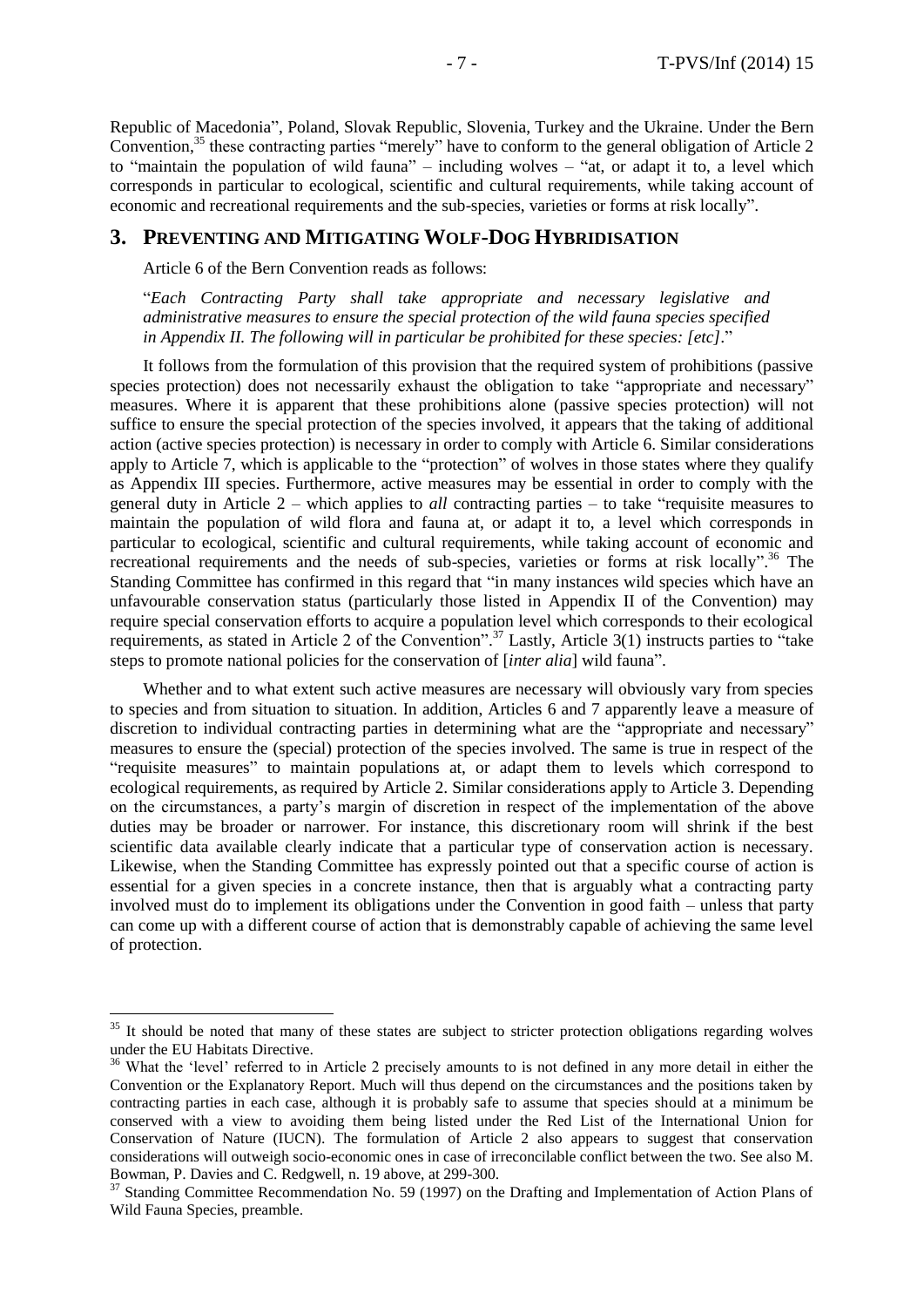Republic of Macedonia", Poland, Slovak Republic, Slovenia, Turkey and the Ukraine. Under the Bern Convention,[35] these contracting parties "merely" have to conform to the general obligation of Article 2 to "maintain the population of wild fauna" – including wolves – "at, or adapt it to, a level which corresponds in particular to ecological, scientific and cultural requirements, while taking account of economic and recreational requirements and the sub-species, varieties or forms at risk locally".

## 3. PREVENTING AND MITIGATING WOLF-DOG HYBRIDISATION

Article 6 of the Bern Convention reads as follows:

> "*Each Contracting Party shall take appropriate and necessary legislative and administrative measures to ensure the special protection of the wild fauna species specified in Appendix II. The following will in particular be prohibited for these species: [etc]*."

It follows from the formulation of this provision that the required system of prohibitions (passive species protection) does not necessarily exhaust the obligation to take "appropriate and necessary" measures. Where it is apparent that these prohibitions alone (passive species protection) will not suffice to ensure the special protection of the species involved, it appears that the taking of additional action (active species protection) is necessary in order to comply with Article 6. Similar considerations apply to Article 7, which is applicable to the "protection" of wolves in those states where they qualify as Appendix III species. Furthermore, active measures may be essential in order to comply with the general duty in Article 2 – which applies to *all* contracting parties – to take "requisite measures to maintain the population of wild flora and fauna at, or adapt it to, a level which corresponds in particular to ecological, scientific and cultural requirements, while taking account of economic and recreational requirements and the needs of sub-species, varieties or forms at risk locally".[36] The Standing Committee has confirmed in this regard that "in many instances wild species which have an unfavourable conservation status (particularly those listed in Appendix II of the Convention) may require special conservation efforts to acquire a population level which corresponds to their ecological requirements, as stated in Article 2 of the Convention".[37] Lastly, Article 3(1) instructs parties to "take steps to promote national policies for the conservation of [*inter alia*] wild fauna".

Whether and to what extent such active measures are necessary will obviously vary from species to species and from situation to situation. In addition, Articles 6 and 7 apparently leave a measure of discretion to individual contracting parties in determining what are the "appropriate and necessary" measures to ensure the (special) protection of the species involved. The same is true in respect of the "requisite measures" to maintain populations at, or adapt them to levels which correspond to ecological requirements, as required by Article 2. Similar considerations apply to Article 3. Depending on the circumstances, a party's margin of discretion in respect of the implementation of the above duties may be broader or narrower. For instance, this discretionary room will shrink if the best scientific data available clearly indicate that a particular type of conservation action is necessary. Likewise, when the Standing Committee has expressly pointed out that a specific course of action is essential for a given species in a concrete instance, then that is arguably what a contracting party involved must do to implement its obligations under the Convention in good faith – unless that party can come up with a different course of action that is demonstrably capable of achieving the same level of protection.

---

[35] It should be noted that many of these states are subject to stricter protection obligations regarding wolves under the EU Habitats Directive.

[36] What the 'level' referred to in Article 2 precisely amounts to is not defined in any more detail in either the Convention or the Explanatory Report. Much will thus depend on the circumstances and the positions taken by contracting parties in each case, although it is probably safe to assume that species should at a minimum be conserved with a view to avoiding them being listed under the Red List of the International Union for Conservation of Nature (IUCN). The formulation of Article 2 also appears to suggest that conservation considerations will outweigh socio-economic ones in case of irreconcilable conflict between the two. See also M. Bowman, P. Davies and C. Redgwell, n. 19 above, at 299-300.

[37] Standing Committee Recommendation No. 59 (1997) on the Drafting and Implementation of Action Plans of Wild Fauna Species, preamble.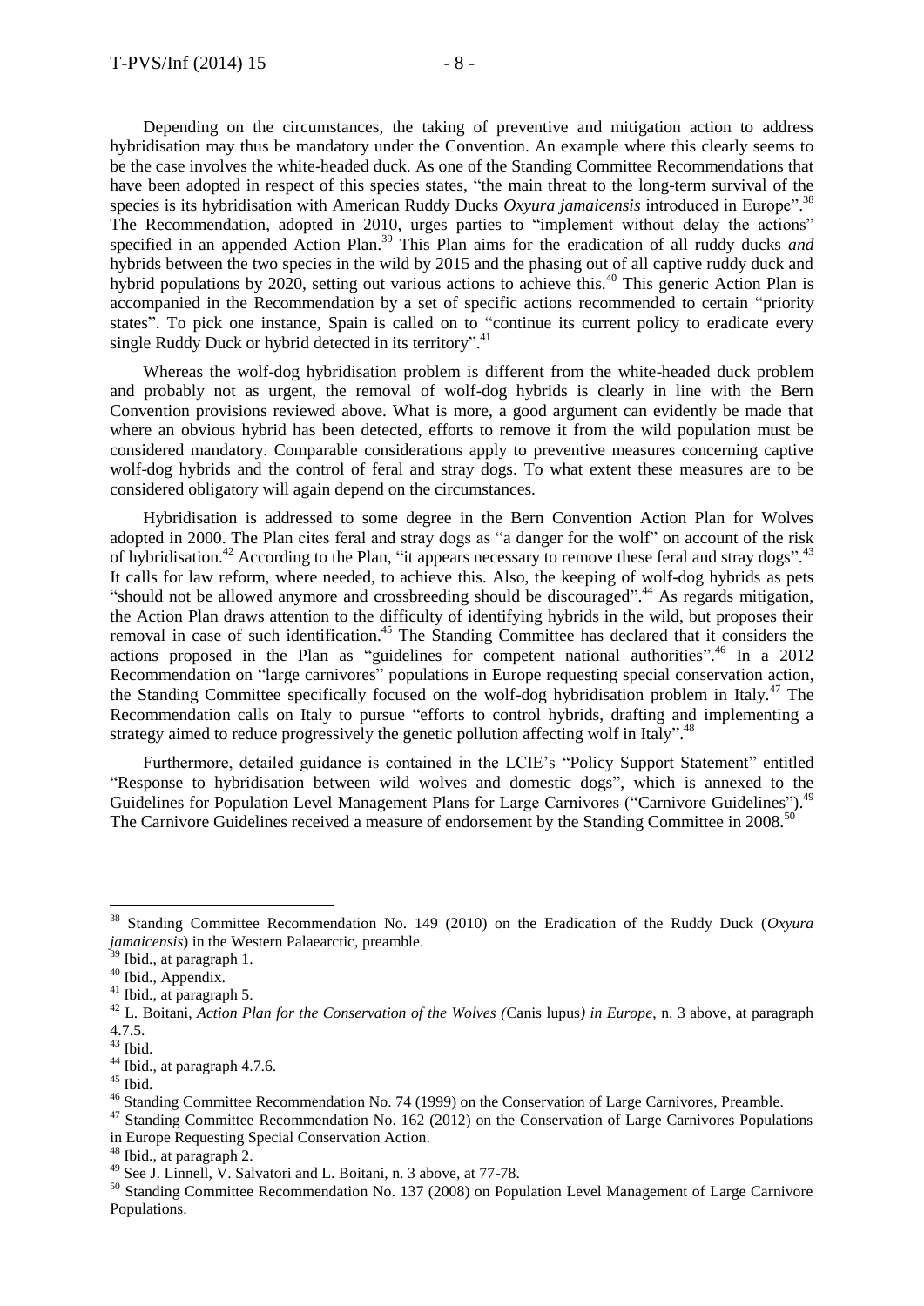Depending on the circumstances, the taking of preventive and mitigation action to address hybridisation may thus be mandatory under the Convention. An example where this clearly seems to be the case involves the white-headed duck. As one of the Standing Committee Recommendations that have been adopted in respect of this species states, "the main threat to the long-term survival of the species is its hybridisation with American Ruddy Ducks *Oxyura jamaicensis* introduced in Europe".[38] The Recommendation, adopted in 2010, urges parties to "implement without delay the actions" specified in an appended Action Plan.[39] This Plan aims for the eradication of all ruddy ducks *and* hybrids between the two species in the wild by 2015 and the phasing out of all captive ruddy duck and hybrid populations by 2020, setting out various actions to achieve this.[40] This generic Action Plan is accompanied in the Recommendation by a set of specific actions recommended to certain "priority states". To pick one instance, Spain is called on to "continue its current policy to eradicate every single Ruddy Duck or hybrid detected in its territory".[41]

Whereas the wolf-dog hybridisation problem is different from the white-headed duck problem and probably not as urgent, the removal of wolf-dog hybrids is clearly in line with the Bern Convention provisions reviewed above. What is more, a good argument can evidently be made that where an obvious hybrid has been detected, efforts to remove it from the wild population must be considered mandatory. Comparable considerations apply to preventive measures concerning captive wolf-dog hybrids and the control of feral and stray dogs. To what extent these measures are to be considered obligatory will again depend on the circumstances.

Hybridisation is addressed to some degree in the Bern Convention Action Plan for Wolves adopted in 2000. The Plan cites feral and stray dogs as "a danger for the wolf" on account of the risk of hybridisation.[42] According to the Plan, "it appears necessary to remove these feral and stray dogs".[43] It calls for law reform, where needed, to achieve this. Also, the keeping of wolf-dog hybrids as pets "should not be allowed anymore and crossbreeding should be discouraged".[44] As regards mitigation, the Action Plan draws attention to the difficulty of identifying hybrids in the wild, but proposes their removal in case of such identification.[45] The Standing Committee has declared that it considers the actions proposed in the Plan as "guidelines for competent national authorities".[46] In a 2012 Recommendation on "large carnivores" populations in Europe requesting special conservation action, the Standing Committee specifically focused on the wolf-dog hybridisation problem in Italy.[47] The Recommendation calls on Italy to pursue "efforts to control hybrids, drafting and implementing a strategy aimed to reduce progressively the genetic pollution affecting wolf in Italy".[48]

Furthermore, detailed guidance is contained in the LCIE's "Policy Support Statement" entitled "Response to hybridisation between wild wolves and domestic dogs", which is annexed to the Guidelines for Population Level Management Plans for Large Carnivores ("Carnivore Guidelines").[49] The Carnivore Guidelines received a measure of endorsement by the Standing Committee in 2008.[50]

---

[38] Standing Committee Recommendation No. 149 (2010) on the Eradication of the Ruddy Duck (*Oxyura jamaicensis*) in the Western Palaearctic, preamble.

[39] Ibid., at paragraph 1.

[40] Ibid., Appendix.

[41] Ibid., at paragraph 5.

[42] L. Boitani, *Action Plan for the Conservation of the Wolves (*Canis lupus*) in Europe*, n. 3 above, at paragraph 4.7.5.

[43] Ibid.

[44] Ibid., at paragraph 4.7.6.

[45] Ibid.

[46] Standing Committee Recommendation No. 74 (1999) on the Conservation of Large Carnivores, Preamble.

[47] Standing Committee Recommendation No. 162 (2012) on the Conservation of Large Carnivores Populations in Europe Requesting Special Conservation Action.

[48] Ibid., at paragraph 2.

[49] See J. Linnell, V. Salvatori and L. Boitani, n. 3 above, at 77-78.

[50] Standing Committee Recommendation No. 137 (2008) on Population Level Management of Large Carnivore Populations.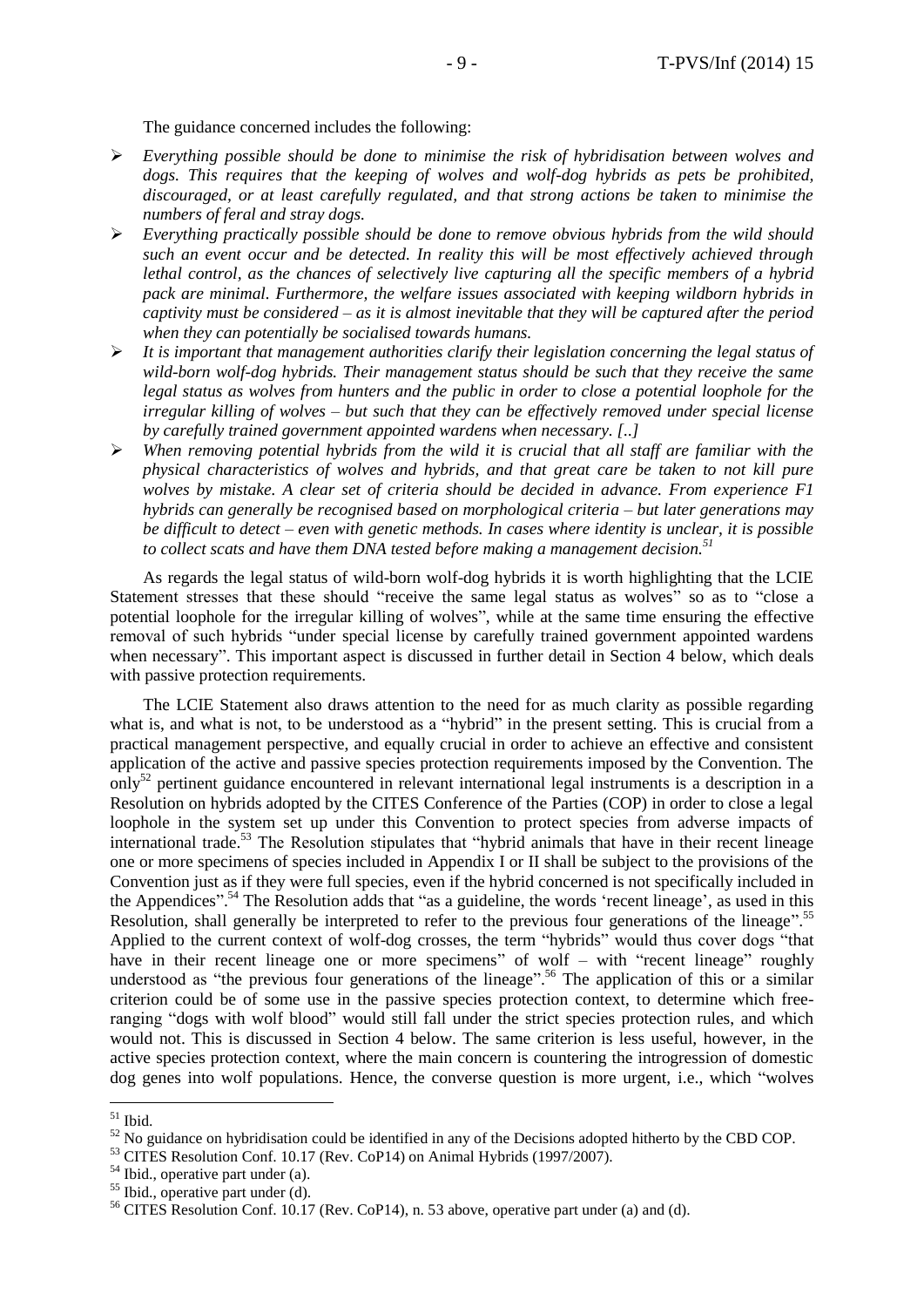The guidance concerned includes the following:

- *Everything possible should be done to minimise the risk of hybridisation between wolves and dogs. This requires that the keeping of wolves and wolf-dog hybrids as pets be prohibited, discouraged, or at least carefully regulated, and that strong actions be taken to minimise the numbers of feral and stray dogs.*
- *Everything practically possible should be done to remove obvious hybrids from the wild should such an event occur and be detected. In reality this will be most effectively achieved through lethal control, as the chances of selectively live capturing all the specific members of a hybrid pack are minimal. Furthermore, the welfare issues associated with keeping wildborn hybrids in captivity must be considered – as it is almost inevitable that they will be captured after the period when they can potentially be socialised towards humans.*
- *It is important that management authorities clarify their legislation concerning the legal status of wild-born wolf-dog hybrids. Their management status should be such that they receive the same legal status as wolves from hunters and the public in order to close a potential loophole for the irregular killing of wolves – but such that they can be effectively removed under special license by carefully trained government appointed wardens when necessary. [..]*
- *When removing potential hybrids from the wild it is crucial that all staff are familiar with the physical characteristics of wolves and hybrids, and that great care be taken to not kill pure wolves by mistake. A clear set of criteria should be decided in advance. From experience F1 hybrids can generally be recognised based on morphological criteria – but later generations may be difficult to detect – even with genetic methods. In cases where identity is unclear, it is possible to collect scats and have them DNA tested before making a management decision.*[51]

As regards the legal status of wild-born wolf-dog hybrids it is worth highlighting that the LCIE Statement stresses that these should "receive the same legal status as wolves" so as to "close a potential loophole for the irregular killing of wolves", while at the same time ensuring the effective removal of such hybrids "under special license by carefully trained government appointed wardens when necessary". This important aspect is discussed in further detail in Section 4 below, which deals with passive protection requirements.

The LCIE Statement also draws attention to the need for as much clarity as possible regarding what is, and what is not, to be understood as a "hybrid" in the present setting. This is crucial from a practical management perspective, and equally crucial in order to achieve an effective and consistent application of the active and passive species protection requirements imposed by the Convention. The only[52] pertinent guidance encountered in relevant international legal instruments is a description in a Resolution on hybrids adopted by the CITES Conference of the Parties (COP) in order to close a legal loophole in the system set up under this Convention to protect species from adverse impacts of international trade.[53] The Resolution stipulates that "hybrid animals that have in their recent lineage one or more specimens of species included in Appendix I or II shall be subject to the provisions of the Convention just as if they were full species, even if the hybrid concerned is not specifically included in the Appendices".[54] The Resolution adds that "as a guideline, the words 'recent lineage', as used in this Resolution, shall generally be interpreted to refer to the previous four generations of the lineage".[55] Applied to the current context of wolf-dog crosses, the term "hybrids" would thus cover dogs "that have in their recent lineage one or more specimens" of wolf – with "recent lineage" roughly understood as "the previous four generations of the lineage".[56] The application of this or a similar criterion could be of some use in the passive species protection context, to determine which free-ranging "dogs with wolf blood" would still fall under the strict species protection rules, and which would not. This is discussed in Section 4 below. The same criterion is less useful, however, in the active species protection context, where the main concern is countering the introgression of domestic dog genes into wolf populations. Hence, the converse question is more urgent, i.e., which "wolves

---

[51] Ibid.

[52] No guidance on hybridisation could be identified in any of the Decisions adopted hitherto by the CBD COP.

[53] CITES Resolution Conf. 10.17 (Rev. CoP14) on Animal Hybrids (1997/2007).

[54] Ibid., operative part under (a).

[55] Ibid., operative part under (d).

[56] CITES Resolution Conf. 10.17 (Rev. CoP14), n. 53 above, operative part under (a) and (d).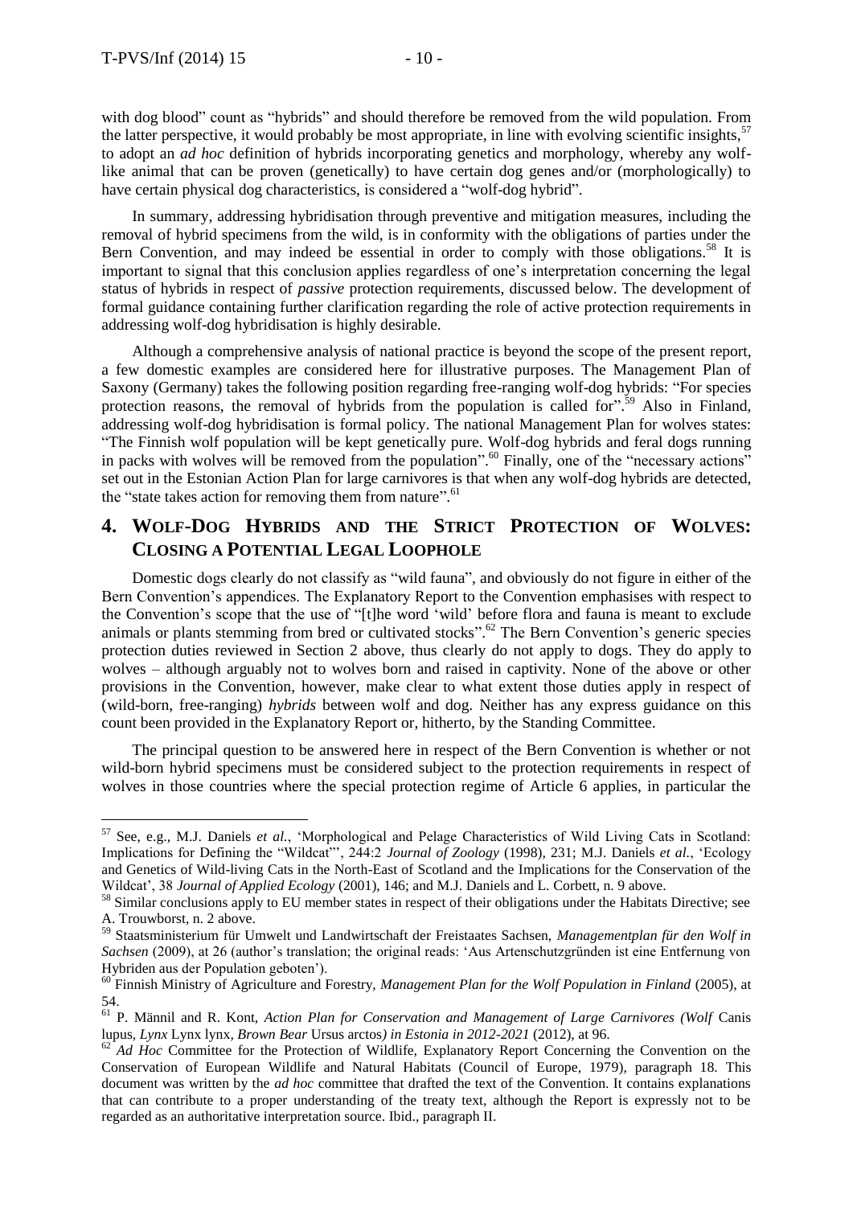with dog blood" count as "hybrids" and should therefore be removed from the wild population. From the latter perspective, it would probably be most appropriate, in line with evolving scientific insights,[57] to adopt an *ad hoc* definition of hybrids incorporating genetics and morphology, whereby any wolf-like animal that can be proven (genetically) to have certain dog genes and/or (morphologically) to have certain physical dog characteristics, is considered a "wolf-dog hybrid".

In summary, addressing hybridisation through preventive and mitigation measures, including the removal of hybrid specimens from the wild, is in conformity with the obligations of parties under the Bern Convention, and may indeed be essential in order to comply with those obligations.[58] It is important to signal that this conclusion applies regardless of one's interpretation concerning the legal status of hybrids in respect of *passive* protection requirements, discussed below. The development of formal guidance containing further clarification regarding the role of active protection requirements in addressing wolf-dog hybridisation is highly desirable.

Although a comprehensive analysis of national practice is beyond the scope of the present report, a few domestic examples are considered here for illustrative purposes. The Management Plan of Saxony (Germany) takes the following position regarding free-ranging wolf-dog hybrids: "For species protection reasons, the removal of hybrids from the population is called for".[59] Also in Finland, addressing wolf-dog hybridisation is formal policy. The national Management Plan for wolves states: "The Finnish wolf population will be kept genetically pure. Wolf-dog hybrids and feral dogs running in packs with wolves will be removed from the population".[60] Finally, one of the "necessary actions" set out in the Estonian Action Plan for large carnivores is that when any wolf-dog hybrids are detected, the "state takes action for removing them from nature".[61]

## 4. Wolf-Dog Hybrids and the Strict Protection of Wolves: Closing a Potential Legal Loophole

Domestic dogs clearly do not classify as "wild fauna", and obviously do not figure in either of the Bern Convention's appendices. The Explanatory Report to the Convention emphasises with respect to the Convention's scope that the use of "[t]he word 'wild' before flora and fauna is meant to exclude animals or plants stemming from bred or cultivated stocks".[62] The Bern Convention's generic species protection duties reviewed in Section 2 above, thus clearly do not apply to dogs. They do apply to wolves – although arguably not to wolves born and raised in captivity. None of the above or other provisions in the Convention, however, make clear to what extent those duties apply in respect of (wild-born, free-ranging) *hybrids* between wolf and dog. Neither has any express guidance on this count been provided in the Explanatory Report or, hitherto, by the Standing Committee.

The principal question to be answered here in respect of the Bern Convention is whether or not wild-born hybrid specimens must be considered subject to the protection requirements in respect of wolves in those countries where the special protection regime of Article 6 applies, in particular the

---

[57] See, e.g., M.J. Daniels *et al.*, 'Morphological and Pelage Characteristics of Wild Living Cats in Scotland: Implications for Defining the "Wildcat"', 244:2 *Journal of Zoology* (1998), 231; M.J. Daniels *et al.*, 'Ecology and Genetics of Wild-living Cats in the North-East of Scotland and the Implications for the Conservation of the Wildcat', 38 *Journal of Applied Ecology* (2001), 146; and M.J. Daniels and L. Corbett, n. 9 above.

[58] Similar conclusions apply to EU member states in respect of their obligations under the Habitats Directive; see A. Trouwborst, n. 2 above.

[59] Staatsministerium für Umwelt und Landwirtschaft der Freistaates Sachsen, *Managementplan für den Wolf in Sachsen* (2009), at 26 (author's translation; the original reads: 'Aus Artenschutzgründen ist eine Entfernung von Hybriden aus der Population geboten').

[60] Finnish Ministry of Agriculture and Forestry, *Management Plan for the Wolf Population in Finland* (2005), at 54.

[61] P. Männil and R. Kont, *Action Plan for Conservation and Management of Large Carnivores (Wolf* Canis lupus*, Lynx* Lynx lynx*, Brown Bear* Ursus arctos*) in Estonia in 2012-2021* (2012), at 96.

[62] *Ad Hoc* Committee for the Protection of Wildlife, Explanatory Report Concerning the Convention on the Conservation of European Wildlife and Natural Habitats (Council of Europe, 1979), paragraph 18. This document was written by the *ad hoc* committee that drafted the text of the Convention. It contains explanations that can contribute to a proper understanding of the treaty text, although the Report is expressly not to be regarded as an authoritative interpretation source. Ibid., paragraph II.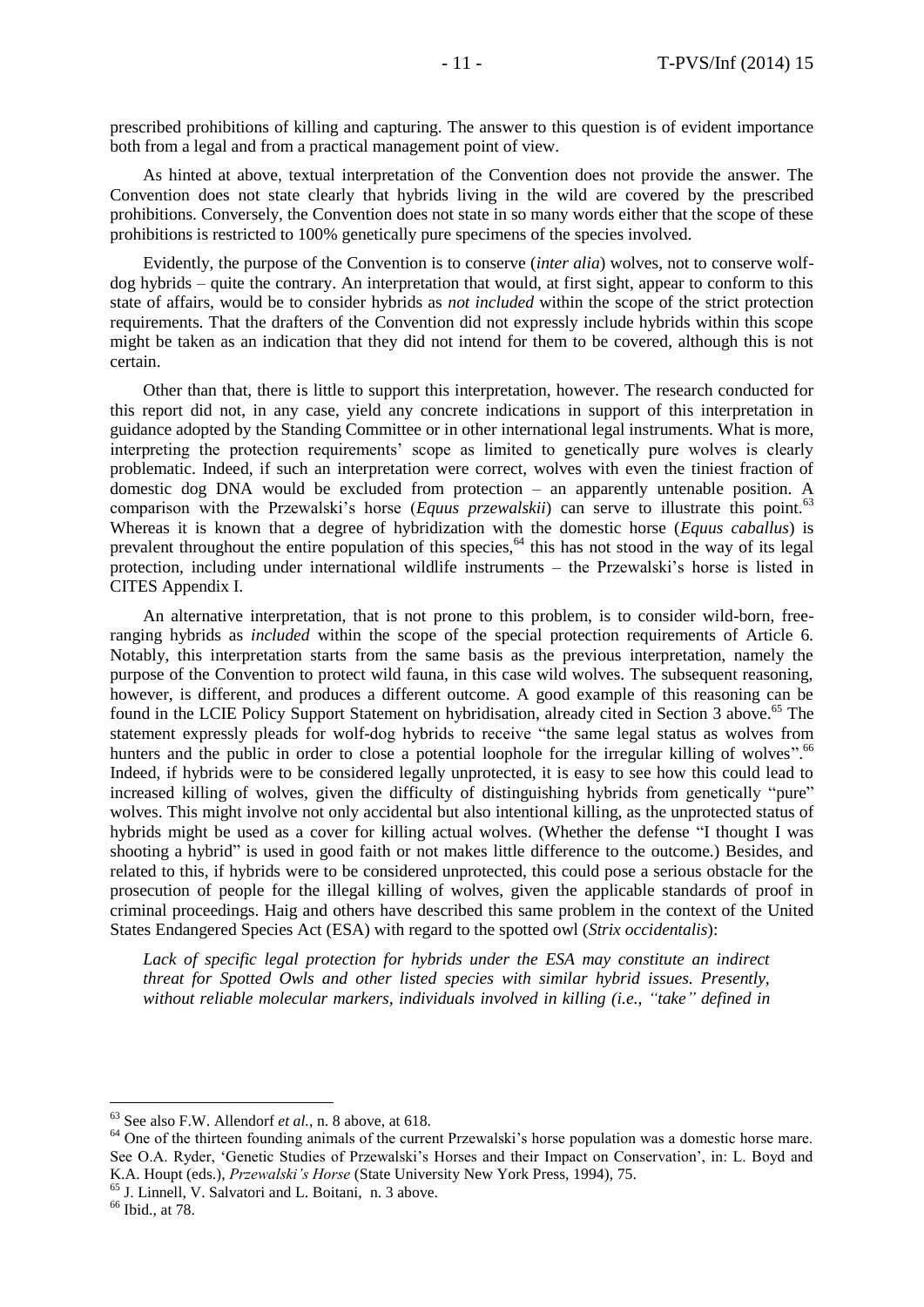prescribed prohibitions of killing and capturing. The answer to this question is of evident importance both from a legal and from a practical management point of view.

As hinted at above, textual interpretation of the Convention does not provide the answer. The Convention does not state clearly that hybrids living in the wild are covered by the prescribed prohibitions. Conversely, the Convention does not state in so many words either that the scope of these prohibitions is restricted to 100% genetically pure specimens of the species involved.

Evidently, the purpose of the Convention is to conserve (*inter alia*) wolves, not to conserve wolf-dog hybrids – quite the contrary. An interpretation that would, at first sight, appear to conform to this state of affairs, would be to consider hybrids as *not included* within the scope of the strict protection requirements. That the drafters of the Convention did not expressly include hybrids within this scope might be taken as an indication that they did not intend for them to be covered, although this is not certain.

Other than that, there is little to support this interpretation, however. The research conducted for this report did not, in any case, yield any concrete indications in support of this interpretation in guidance adopted by the Standing Committee or in other international legal instruments. What is more, interpreting the protection requirements' scope as limited to genetically pure wolves is clearly problematic. Indeed, if such an interpretation were correct, wolves with even the tiniest fraction of domestic dog DNA would be excluded from protection – an apparently untenable position. A comparison with the Przewalski's horse (*Equus przewalskii*) can serve to illustrate this point.[63] Whereas it is known that a degree of hybridization with the domestic horse (*Equus caballus*) is prevalent throughout the entire population of this species,[64] this has not stood in the way of its legal protection, including under international wildlife instruments – the Przewalski's horse is listed in CITES Appendix I.

An alternative interpretation, that is not prone to this problem, is to consider wild-born, free-ranging hybrids as *included* within the scope of the special protection requirements of Article 6. Notably, this interpretation starts from the same basis as the previous interpretation, namely the purpose of the Convention to protect wild fauna, in this case wild wolves. The subsequent reasoning, however, is different, and produces a different outcome. A good example of this reasoning can be found in the LCIE Policy Support Statement on hybridisation, already cited in Section 3 above.[65] The statement expressly pleads for wolf-dog hybrids to receive "the same legal status as wolves from hunters and the public in order to close a potential loophole for the irregular killing of wolves".[66] Indeed, if hybrids were to be considered legally unprotected, it is easy to see how this could lead to increased killing of wolves, given the difficulty of distinguishing hybrids from genetically "pure" wolves. This might involve not only accidental but also intentional killing, as the unprotected status of hybrids might be used as a cover for killing actual wolves. (Whether the defense "I thought I was shooting a hybrid" is used in good faith or not makes little difference to the outcome.) Besides, and related to this, if hybrids were to be considered unprotected, this could pose a serious obstacle for the prosecution of people for the illegal killing of wolves, given the applicable standards of proof in criminal proceedings. Haig and others have described this same problem in the context of the United States Endangered Species Act (ESA) with regard to the spotted owl (*Strix occidentalis*):

> *Lack of specific legal protection for hybrids under the ESA may constitute an indirect threat for Spotted Owls and other listed species with similar hybrid issues. Presently, without reliable molecular markers, individuals involved in killing (i.e., "take" defined in*

---

[63] See also F.W. Allendorf *et al.*, n. 8 above, at 618.

[64] One of the thirteen founding animals of the current Przewalski's horse population was a domestic horse mare. See O.A. Ryder, 'Genetic Studies of Przewalski's Horses and their Impact on Conservation', in: L. Boyd and K.A. Houpt (eds.), *Przewalski's Horse* (State University New York Press, 1994), 75.

[65] J. Linnell, V. Salvatori and L. Boitani, n. 3 above.

[66] Ibid., at 78.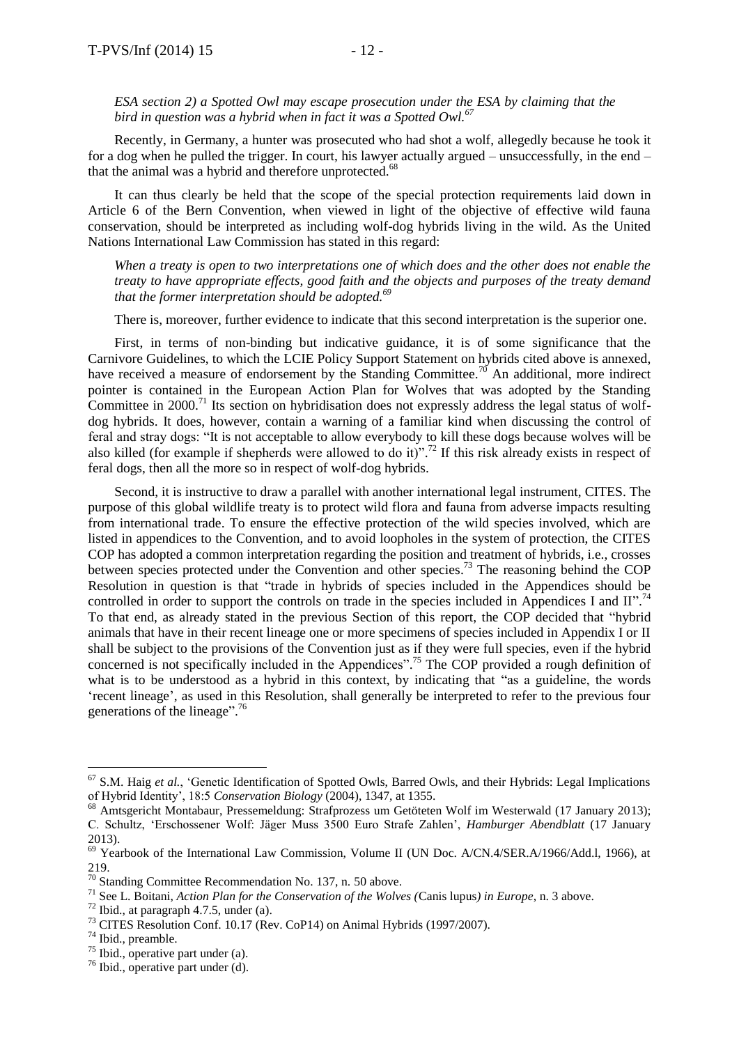*ESA section 2) a Spotted Owl may escape prosecution under the ESA by claiming that the bird in question was a hybrid when in fact it was a Spotted Owl.*[67]

Recently, in Germany, a hunter was prosecuted who had shot a wolf, allegedly because he took it for a dog when he pulled the trigger. In court, his lawyer actually argued – unsuccessfully, in the end – that the animal was a hybrid and therefore unprotected.[68]

It can thus clearly be held that the scope of the special protection requirements laid down in Article 6 of the Bern Convention, when viewed in light of the objective of effective wild fauna conservation, should be interpreted as including wolf-dog hybrids living in the wild. As the United Nations International Law Commission has stated in this regard:

*When a treaty is open to two interpretations one of which does and the other does not enable the treaty to have appropriate effects, good faith and the objects and purposes of the treaty demand that the former interpretation should be adopted.*[69]

There is, moreover, further evidence to indicate that this second interpretation is the superior one.

First, in terms of non-binding but indicative guidance, it is of some significance that the Carnivore Guidelines, to which the LCIE Policy Support Statement on hybrids cited above is annexed, have received a measure of endorsement by the Standing Committee.[70] An additional, more indirect pointer is contained in the European Action Plan for Wolves that was adopted by the Standing Committee in 2000.[71] Its section on hybridisation does not expressly address the legal status of wolf-dog hybrids. It does, however, contain a warning of a familiar kind when discussing the control of feral and stray dogs: "It is not acceptable to allow everybody to kill these dogs because wolves will be also killed (for example if shepherds were allowed to do it)".[72] If this risk already exists in respect of feral dogs, then all the more so in respect of wolf-dog hybrids.

Second, it is instructive to draw a parallel with another international legal instrument, CITES. The purpose of this global wildlife treaty is to protect wild flora and fauna from adverse impacts resulting from international trade. To ensure the effective protection of the wild species involved, which are listed in appendices to the Convention, and to avoid loopholes in the system of protection, the CITES COP has adopted a common interpretation regarding the position and treatment of hybrids, i.e., crosses between species protected under the Convention and other species.[73] The reasoning behind the COP Resolution in question is that "trade in hybrids of species included in the Appendices should be controlled in order to support the controls on trade in the species included in Appendices I and II".[74] To that end, as already stated in the previous Section of this report, the COP decided that "hybrid animals that have in their recent lineage one or more specimens of species included in Appendix I or II shall be subject to the provisions of the Convention just as if they were full species, even if the hybrid concerned is not specifically included in the Appendices".[75] The COP provided a rough definition of what is to be understood as a hybrid in this context, by indicating that "as a guideline, the words 'recent lineage', as used in this Resolution, shall generally be interpreted to refer to the previous four generations of the lineage".[76]

---

[67] S.M. Haig *et al.*, 'Genetic Identification of Spotted Owls, Barred Owls, and their Hybrids: Legal Implications of Hybrid Identity', 18:5 *Conservation Biology* (2004), 1347, at 1355.

[68] Amtsgericht Montabaur, Pressemeldung: Strafprozess um Getöteten Wolf im Westerwald (17 January 2013); C. Schultz, 'Erschossener Wolf: Jäger Muss 3500 Euro Strafe Zahlen', *Hamburger Abendblatt* (17 January 2013).

[69] Yearbook of the International Law Commission, Volume II (UN Doc. A/CN.4/SER.A/1966/Add.l, 1966), at 219.

[70] Standing Committee Recommendation No. 137, n. 50 above.

[71] See L. Boitani, *Action Plan for the Conservation of the Wolves (*Canis lupus*) in Europe*, n. 3 above.

[72] Ibid., at paragraph 4.7.5, under (a).

[73] CITES Resolution Conf. 10.17 (Rev. CoP14) on Animal Hybrids (1997/2007).

[74] Ibid., preamble.

[75] Ibid., operative part under (a).

[76] Ibid., operative part under (d).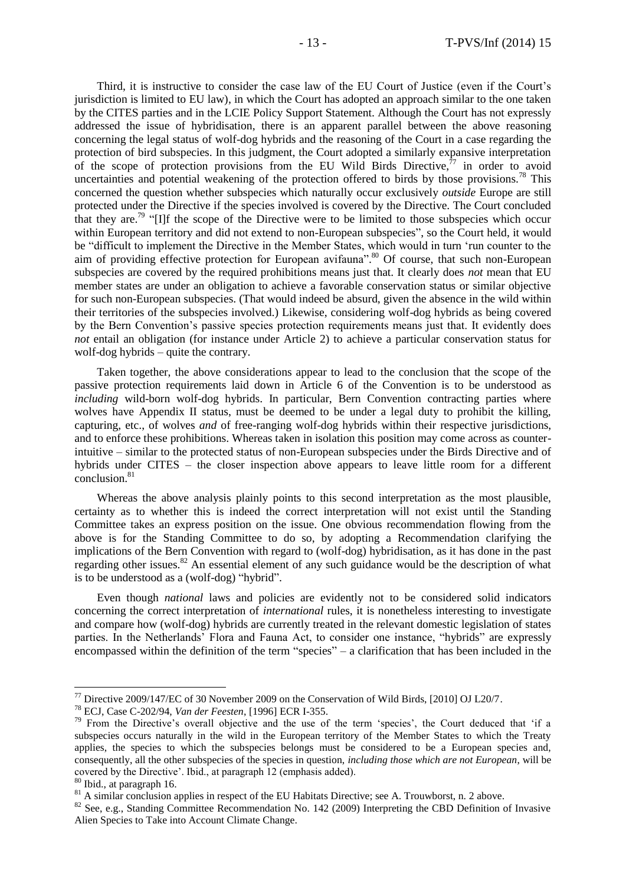Third, it is instructive to consider the case law of the EU Court of Justice (even if the Court's jurisdiction is limited to EU law), in which the Court has adopted an approach similar to the one taken by the CITES parties and in the LCIE Policy Support Statement. Although the Court has not expressly addressed the issue of hybridisation, there is an apparent parallel between the above reasoning concerning the legal status of wolf-dog hybrids and the reasoning of the Court in a case regarding the protection of bird subspecies. In this judgment, the Court adopted a similarly expansive interpretation of the scope of protection provisions from the EU Wild Birds Directive,[77] in order to avoid uncertainties and potential weakening of the protection offered to birds by those provisions.[78] This concerned the question whether subspecies which naturally occur exclusively *outside* Europe are still protected under the Directive if the species involved is covered by the Directive. The Court concluded that they are.[79] "[I]f the scope of the Directive were to be limited to those subspecies which occur within European territory and did not extend to non-European subspecies", so the Court held, it would be "difficult to implement the Directive in the Member States, which would in turn 'run counter to the aim of providing effective protection for European avifauna".[80] Of course, that such non-European subspecies are covered by the required prohibitions means just that. It clearly does *not* mean that EU member states are under an obligation to achieve a favorable conservation status or similar objective for such non-European subspecies. (That would indeed be absurd, given the absence in the wild within their territories of the subspecies involved.) Likewise, considering wolf-dog hybrids as being covered by the Bern Convention's passive species protection requirements means just that. It evidently does *not* entail an obligation (for instance under Article 2) to achieve a particular conservation status for wolf-dog hybrids – quite the contrary.

Taken together, the above considerations appear to lead to the conclusion that the scope of the passive protection requirements laid down in Article 6 of the Convention is to be understood as *including* wild-born wolf-dog hybrids. In particular, Bern Convention contracting parties where wolves have Appendix II status, must be deemed to be under a legal duty to prohibit the killing, capturing, etc., of wolves *and* of free-ranging wolf-dog hybrids within their respective jurisdictions, and to enforce these prohibitions. Whereas taken in isolation this position may come across as counter-intuitive – similar to the protected status of non-European subspecies under the Birds Directive and of hybrids under CITES – the closer inspection above appears to leave little room for a different conclusion.[81]

Whereas the above analysis plainly points to this second interpretation as the most plausible, certainty as to whether this is indeed the correct interpretation will not exist until the Standing Committee takes an express position on the issue. One obvious recommendation flowing from the above is for the Standing Committee to do so, by adopting a Recommendation clarifying the implications of the Bern Convention with regard to (wolf-dog) hybridisation, as it has done in the past regarding other issues.[82] An essential element of any such guidance would be the description of what is to be understood as a (wolf-dog) "hybrid".

Even though *national* laws and policies are evidently not to be considered solid indicators concerning the correct interpretation of *international* rules, it is nonetheless interesting to investigate and compare how (wolf-dog) hybrids are currently treated in the relevant domestic legislation of states parties. In the Netherlands' Flora and Fauna Act, to consider one instance, "hybrids" are expressly encompassed within the definition of the term "species" – a clarification that has been included in the

---

[77] Directive 2009/147/EC of 30 November 2009 on the Conservation of Wild Birds, [2010] OJ L20/7.

[78] ECJ, Case C-202/94, *Van der Feesten*, [1996] ECR I-355.

[79] From the Directive's overall objective and the use of the term 'species', the Court deduced that 'if a subspecies occurs naturally in the wild in the European territory of the Member States to which the Treaty applies, the species to which the subspecies belongs must be considered to be a European species and, consequently, all the other subspecies of the species in question, *including those which are not European*, will be covered by the Directive'. Ibid., at paragraph 12 (emphasis added).

[80] Ibid., at paragraph 16.

[81] A similar conclusion applies in respect of the EU Habitats Directive; see A. Trouwborst, n. 2 above.

[82] See, e.g., Standing Committee Recommendation No. 142 (2009) Interpreting the CBD Definition of Invasive Alien Species to Take into Account Climate Change.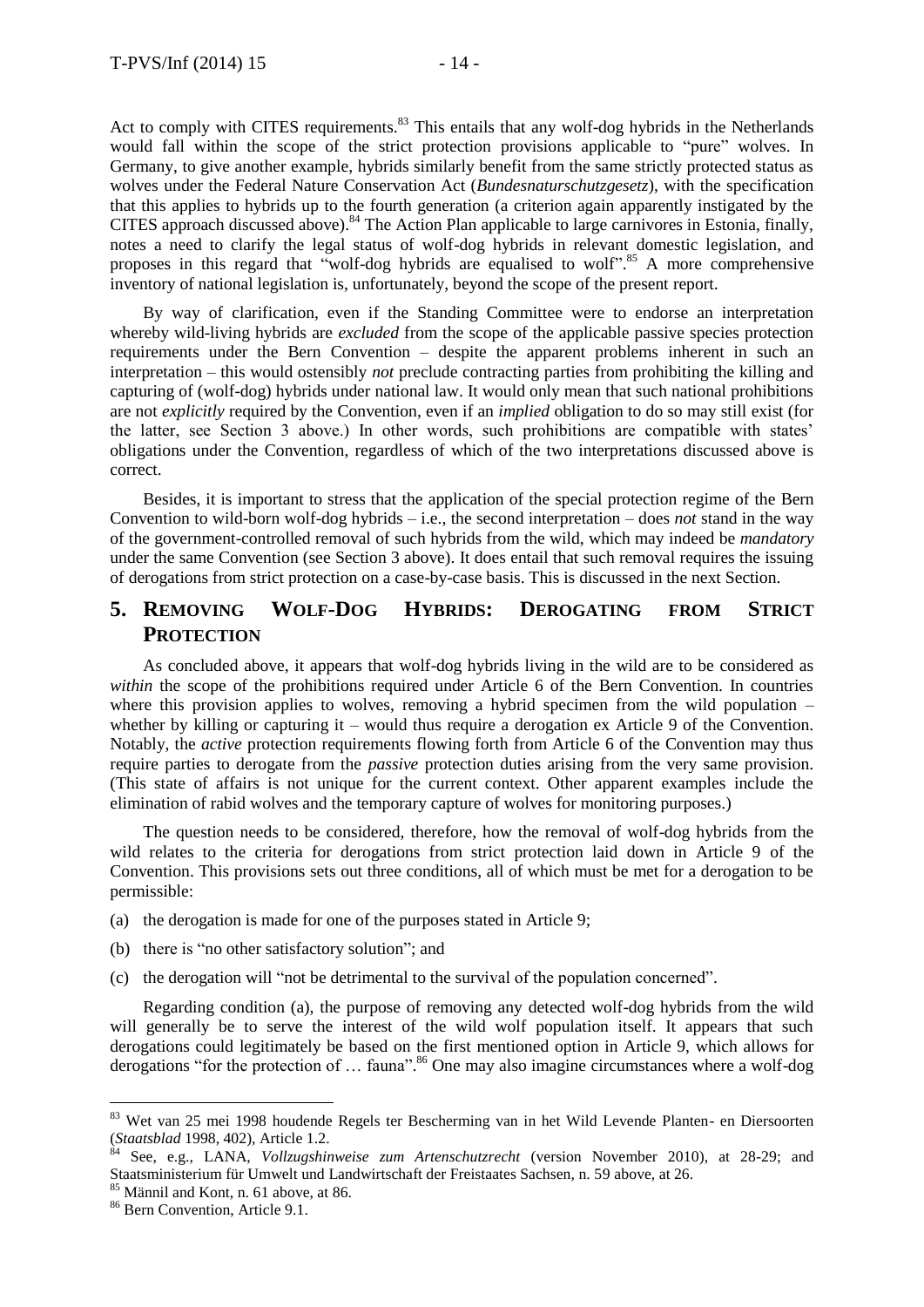Act to comply with CITES requirements.[83] This entails that any wolf-dog hybrids in the Netherlands would fall within the scope of the strict protection provisions applicable to "pure" wolves. In Germany, to give another example, hybrids similarly benefit from the same strictly protected status as wolves under the Federal Nature Conservation Act (*Bundesnaturschutzgesetz*), with the specification that this applies to hybrids up to the fourth generation (a criterion again apparently instigated by the CITES approach discussed above).[84] The Action Plan applicable to large carnivores in Estonia, finally, notes a need to clarify the legal status of wolf-dog hybrids in relevant domestic legislation, and proposes in this regard that "wolf-dog hybrids are equalised to wolf".[85] A more comprehensive inventory of national legislation is, unfortunately, beyond the scope of the present report.

By way of clarification, even if the Standing Committee were to endorse an interpretation whereby wild-living hybrids are *excluded* from the scope of the applicable passive species protection requirements under the Bern Convention – despite the apparent problems inherent in such an interpretation – this would ostensibly *not* preclude contracting parties from prohibiting the killing and capturing of (wolf-dog) hybrids under national law. It would only mean that such national prohibitions are not *explicitly* required by the Convention, even if an *implied* obligation to do so may still exist (for the latter, see Section 3 above.) In other words, such prohibitions are compatible with states' obligations under the Convention, regardless of which of the two interpretations discussed above is correct.

Besides, it is important to stress that the application of the special protection regime of the Bern Convention to wild-born wolf-dog hybrids – i.e., the second interpretation – does *not* stand in the way of the government-controlled removal of such hybrids from the wild, which may indeed be *mandatory* under the same Convention (see Section 3 above). It does entail that such removal requires the issuing of derogations from strict protection on a case-by-case basis. This is discussed in the next Section.

## 5. Removing Wolf-Dog Hybrids: Derogating from Strict Protection

As concluded above, it appears that wolf-dog hybrids living in the wild are to be considered as *within* the scope of the prohibitions required under Article 6 of the Bern Convention. In countries where this provision applies to wolves, removing a hybrid specimen from the wild population – whether by killing or capturing it – would thus require a derogation ex Article 9 of the Convention. Notably, the *active* protection requirements flowing forth from Article 6 of the Convention may thus require parties to derogate from the *passive* protection duties arising from the very same provision. (This state of affairs is not unique for the current context. Other apparent examples include the elimination of rabid wolves and the temporary capture of wolves for monitoring purposes.)

The question needs to be considered, therefore, how the removal of wolf-dog hybrids from the wild relates to the criteria for derogations from strict protection laid down in Article 9 of the Convention. This provisions sets out three conditions, all of which must be met for a derogation to be permissible:

(a) the derogation is made for one of the purposes stated in Article 9;

(b) there is "no other satisfactory solution"; and

(c) the derogation will "not be detrimental to the survival of the population concerned".

Regarding condition (a), the purpose of removing any detected wolf-dog hybrids from the wild will generally be to serve the interest of the wild wolf population itself. It appears that such derogations could legitimately be based on the first mentioned option in Article 9, which allows for derogations "for the protection of … fauna".[86] One may also imagine circumstances where a wolf-dog

---

[83] Wet van 25 mei 1998 houdende Regels ter Bescherming van in het Wild Levende Planten- en Diersoorten (*Staatsblad* 1998, 402), Article 1.2.

[84] See, e.g., LANA, *Vollzugshinweise zum Artenschutzrecht* (version November 2010), at 28-29; and Staatsministerium für Umwelt und Landwirtschaft der Freistaates Sachsen, n. 59 above, at 26.

[85] Männil and Kont, n. 61 above, at 86.

[86] Bern Convention, Article 9.1.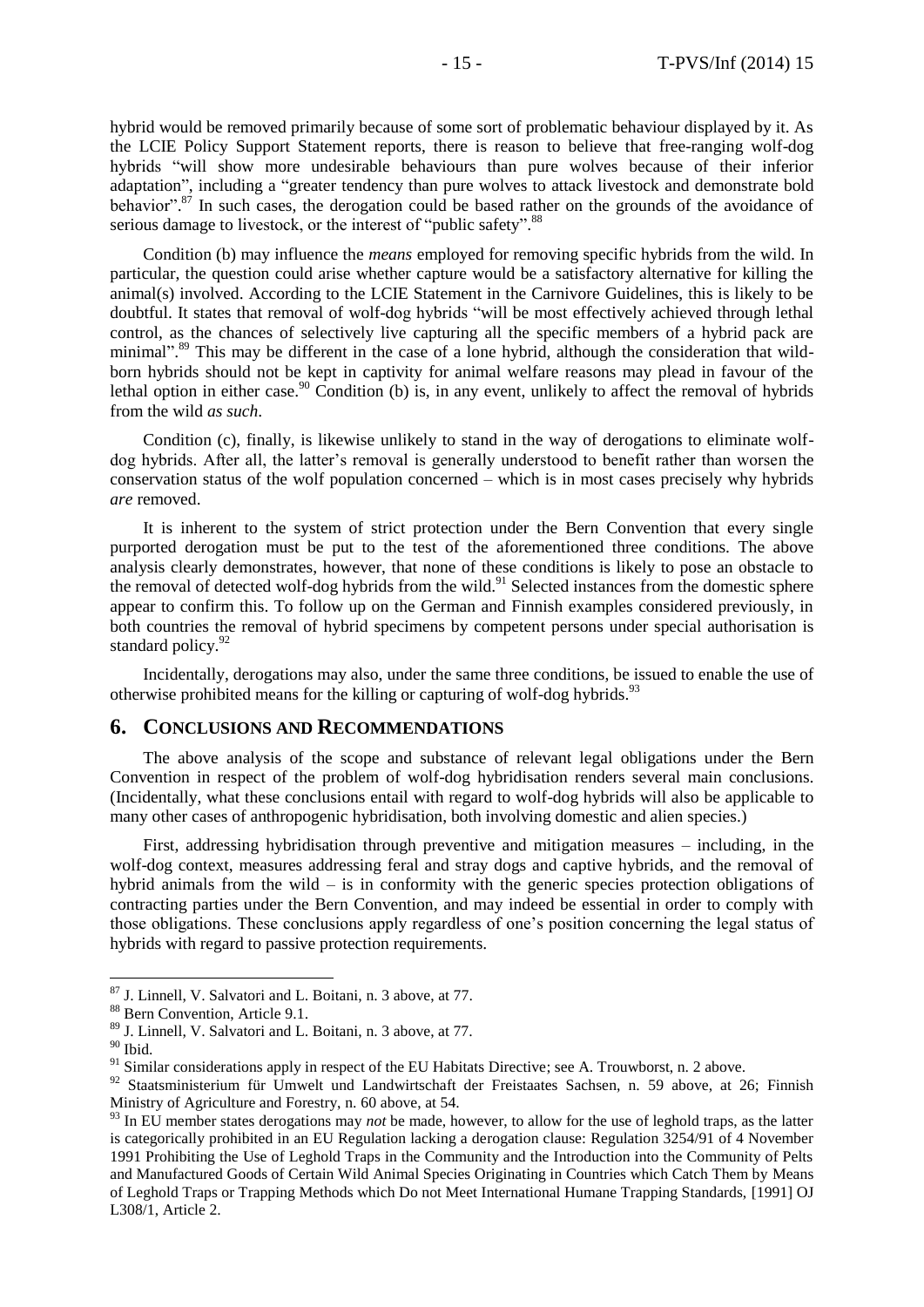hybrid would be removed primarily because of some sort of problematic behaviour displayed by it. As the LCIE Policy Support Statement reports, there is reason to believe that free-ranging wolf-dog hybrids "will show more undesirable behaviours than pure wolves because of their inferior adaptation", including a "greater tendency than pure wolves to attack livestock and demonstrate bold behavior".[87] In such cases, the derogation could be based rather on the grounds of the avoidance of serious damage to livestock, or the interest of "public safety".[88]

Condition (b) may influence the *means* employed for removing specific hybrids from the wild. In particular, the question could arise whether capture would be a satisfactory alternative for killing the animal(s) involved. According to the LCIE Statement in the Carnivore Guidelines, this is likely to be doubtful. It states that removal of wolf-dog hybrids "will be most effectively achieved through lethal control, as the chances of selectively live capturing all the specific members of a hybrid pack are minimal".[89] This may be different in the case of a lone hybrid, although the consideration that wild-born hybrids should not be kept in captivity for animal welfare reasons may plead in favour of the lethal option in either case.[90] Condition (b) is, in any event, unlikely to affect the removal of hybrids from the wild *as such*.

Condition (c), finally, is likewise unlikely to stand in the way of derogations to eliminate wolf-dog hybrids. After all, the latter's removal is generally understood to benefit rather than worsen the conservation status of the wolf population concerned – which is in most cases precisely why hybrids *are* removed.

It is inherent to the system of strict protection under the Bern Convention that every single purported derogation must be put to the test of the aforementioned three conditions. The above analysis clearly demonstrates, however, that none of these conditions is likely to pose an obstacle to the removal of detected wolf-dog hybrids from the wild.[91] Selected instances from the domestic sphere appear to confirm this. To follow up on the German and Finnish examples considered previously, in both countries the removal of hybrid specimens by competent persons under special authorisation is standard policy.[92]

Incidentally, derogations may also, under the same three conditions, be issued to enable the use of otherwise prohibited means for the killing or capturing of wolf-dog hybrids.[93]

## 6. Conclusions and Recommendations

The above analysis of the scope and substance of relevant legal obligations under the Bern Convention in respect of the problem of wolf-dog hybridisation renders several main conclusions. (Incidentally, what these conclusions entail with regard to wolf-dog hybrids will also be applicable to many other cases of anthropogenic hybridisation, both involving domestic and alien species.)

First, addressing hybridisation through preventive and mitigation measures – including, in the wolf-dog context, measures addressing feral and stray dogs and captive hybrids, and the removal of hybrid animals from the wild – is in conformity with the generic species protection obligations of contracting parties under the Bern Convention, and may indeed be essential in order to comply with those obligations. These conclusions apply regardless of one's position concerning the legal status of hybrids with regard to passive protection requirements.

---

[87] J. Linnell, V. Salvatori and L. Boitani, n. 3 above, at 77.

[88] Bern Convention, Article 9.1.

[89] J. Linnell, V. Salvatori and L. Boitani, n. 3 above, at 77.

[90] Ibid.

[91] Similar considerations apply in respect of the EU Habitats Directive; see A. Trouwborst, n. 2 above.

[92] Staatsministerium für Umwelt und Landwirtschaft der Freistaates Sachsen, n. 59 above, at 26; Finnish Ministry of Agriculture and Forestry, n. 60 above, at 54.

[93] In EU member states derogations may *not* be made, however, to allow for the use of leghold traps, as the latter is categorically prohibited in an EU Regulation lacking a derogation clause: Regulation 3254/91 of 4 November 1991 Prohibiting the Use of Leghold Traps in the Community and the Introduction into the Community of Pelts and Manufactured Goods of Certain Wild Animal Species Originating in Countries which Catch Them by Means of Leghold Traps or Trapping Methods which Do not Meet International Humane Trapping Standards, [1991] OJ L308/1, Article 2.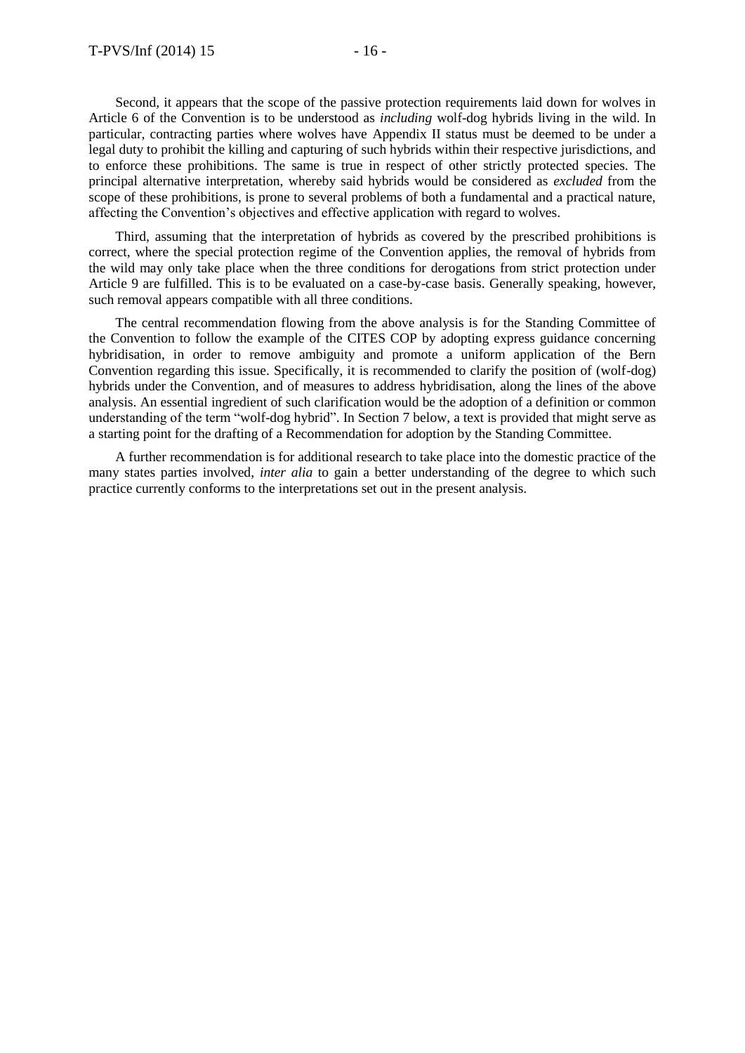Second, it appears that the scope of the passive protection requirements laid down for wolves in Article 6 of the Convention is to be understood as *including* wolf-dog hybrids living in the wild. In particular, contracting parties where wolves have Appendix II status must be deemed to be under a legal duty to prohibit the killing and capturing of such hybrids within their respective jurisdictions, and to enforce these prohibitions. The same is true in respect of other strictly protected species. The principal alternative interpretation, whereby said hybrids would be considered as *excluded* from the scope of these prohibitions, is prone to several problems of both a fundamental and a practical nature, affecting the Convention's objectives and effective application with regard to wolves.

Third, assuming that the interpretation of hybrids as covered by the prescribed prohibitions is correct, where the special protection regime of the Convention applies, the removal of hybrids from the wild may only take place when the three conditions for derogations from strict protection under Article 9 are fulfilled. This is to be evaluated on a case-by-case basis. Generally speaking, however, such removal appears compatible with all three conditions.

The central recommendation flowing from the above analysis is for the Standing Committee of the Convention to follow the example of the CITES COP by adopting express guidance concerning hybridisation, in order to remove ambiguity and promote a uniform application of the Bern Convention regarding this issue. Specifically, it is recommended to clarify the position of (wolf-dog) hybrids under the Convention, and of measures to address hybridisation, along the lines of the above analysis. An essential ingredient of such clarification would be the adoption of a definition or common understanding of the term "wolf-dog hybrid". In Section 7 below, a text is provided that might serve as a starting point for the drafting of a Recommendation for adoption by the Standing Committee.

A further recommendation is for additional research to take place into the domestic practice of the many states parties involved, *inter alia* to gain a better understanding of the degree to which such practice currently conforms to the interpretations set out in the present analysis.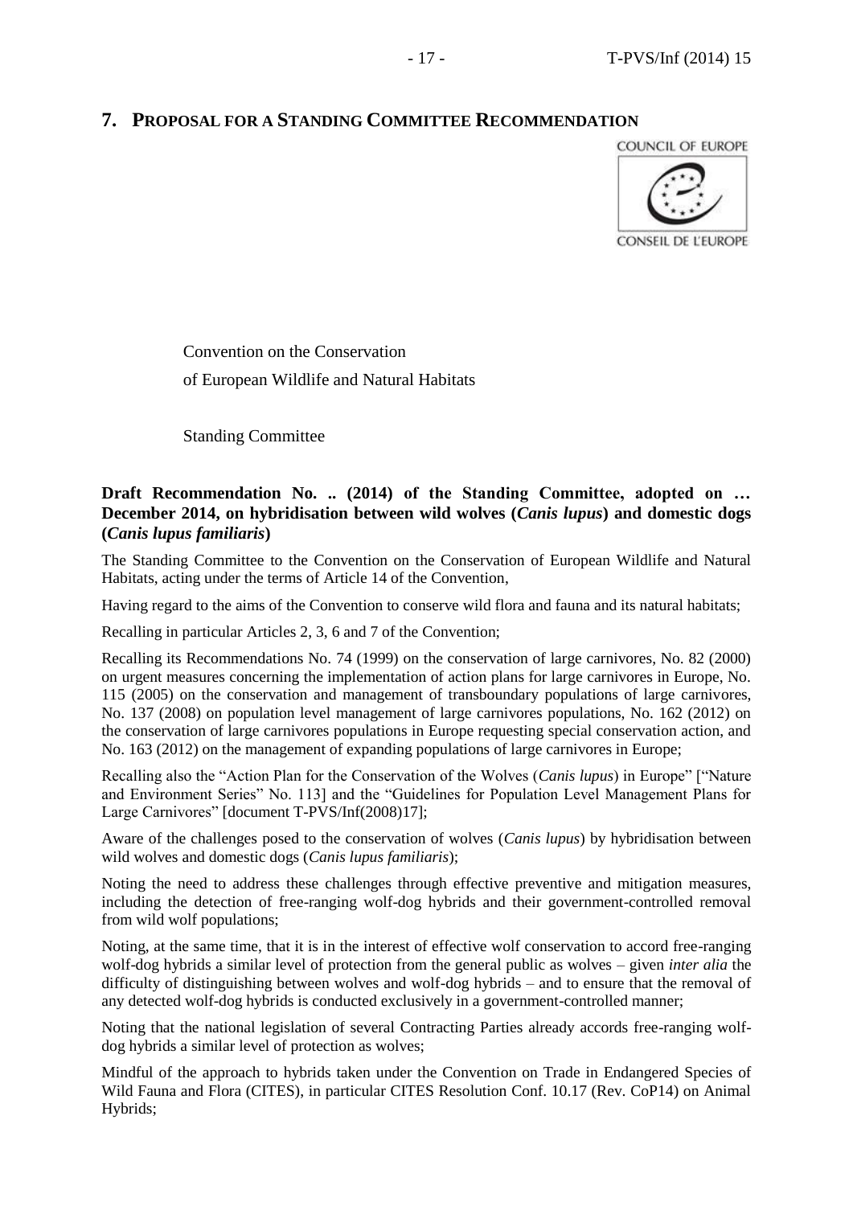## 7. Proposal for a Standing Committee Recommendation

COUNCIL OF EUROPE

CONSEIL DE L'EUROPE

Convention on the Conservation
of European Wildlife and Natural Habitats

Standing Committee

**Draft Recommendation No. .. (2014) of the Standing Committee, adopted on … December 2014, on hybridisation between wild wolves (*Canis lupus*) and domestic dogs (*Canis lupus familiaris*)**

The Standing Committee to the Convention on the Conservation of European Wildlife and Natural Habitats, acting under the terms of Article 14 of the Convention,

Having regard to the aims of the Convention to conserve wild flora and fauna and its natural habitats;

Recalling in particular Articles 2, 3, 6 and 7 of the Convention;

Recalling its Recommendations No. 74 (1999) on the conservation of large carnivores, No. 82 (2000) on urgent measures concerning the implementation of action plans for large carnivores in Europe, No. 115 (2005) on the conservation and management of transboundary populations of large carnivores, No. 137 (2008) on population level management of large carnivores populations, No. 162 (2012) on the conservation of large carnivores populations in Europe requesting special conservation action, and No. 163 (2012) on the management of expanding populations of large carnivores in Europe;

Recalling also the "Action Plan for the Conservation of the Wolves (*Canis lupus*) in Europe" ["Nature and Environment Series" No. 113] and the "Guidelines for Population Level Management Plans for Large Carnivores" [document T-PVS/Inf(2008)17];

Aware of the challenges posed to the conservation of wolves (*Canis lupus*) by hybridisation between wild wolves and domestic dogs (*Canis lupus familiaris*);

Noting the need to address these challenges through effective preventive and mitigation measures, including the detection of free-ranging wolf-dog hybrids and their government-controlled removal from wild wolf populations;

Noting, at the same time, that it is in the interest of effective wolf conservation to accord free-ranging wolf-dog hybrids a similar level of protection from the general public as wolves – given *inter alia* the difficulty of distinguishing between wolves and wolf-dog hybrids – and to ensure that the removal of any detected wolf-dog hybrids is conducted exclusively in a government-controlled manner;

Noting that the national legislation of several Contracting Parties already accords free-ranging wolf-dog hybrids a similar level of protection as wolves;

Mindful of the approach to hybrids taken under the Convention on Trade in Endangered Species of Wild Fauna and Flora (CITES), in particular CITES Resolution Conf. 10.17 (Rev. CoP14) on Animal Hybrids;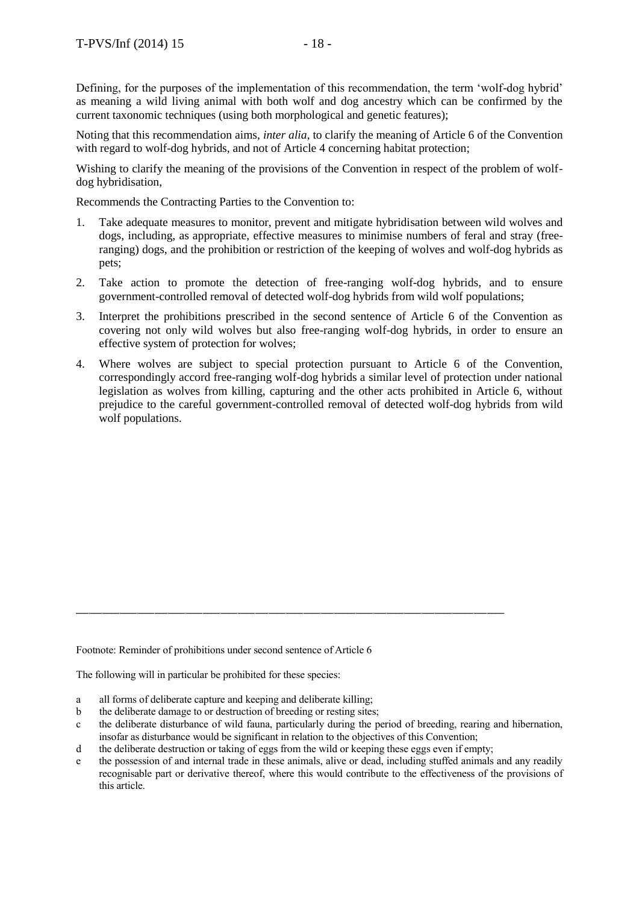Defining, for the purposes of the implementation of this recommendation, the term 'wolf-dog hybrid' as meaning a wild living animal with both wolf and dog ancestry which can be confirmed by the current taxonomic techniques (using both morphological and genetic features);

Noting that this recommendation aims, *inter alia*, to clarify the meaning of Article 6 of the Convention with regard to wolf-dog hybrids, and not of Article 4 concerning habitat protection;

Wishing to clarify the meaning of the provisions of the Convention in respect of the problem of wolf-dog hybridisation,

Recommends the Contracting Parties to the Convention to:

1. Take adequate measures to monitor, prevent and mitigate hybridisation between wild wolves and dogs, including, as appropriate, effective measures to minimise numbers of feral and stray (free-ranging) dogs, and the prohibition or restriction of the keeping of wolves and wolf-dog hybrids as pets;
2. Take action to promote the detection of free-ranging wolf-dog hybrids, and to ensure government-controlled removal of detected wolf-dog hybrids from wild wolf populations;
3. Interpret the prohibitions prescribed in the second sentence of Article 6 of the Convention as covering not only wild wolves but also free-ranging wolf-dog hybrids, in order to ensure an effective system of protection for wolves;
4. Where wolves are subject to special protection pursuant to Article 6 of the Convention, correspondingly accord free-ranging wolf-dog hybrids a similar level of protection under national legislation as wolves from killing, capturing and the other acts prohibited in Article 6, without prejudice to the careful government-controlled removal of detected wolf-dog hybrids from wild wolf populations.

---

Footnote: Reminder of prohibitions under second sentence of Article 6

The following will in particular be prohibited for these species:

a all forms of deliberate capture and keeping and deliberate killing;
b the deliberate damage to or destruction of breeding or resting sites;
c the deliberate disturbance of wild fauna, particularly during the period of breeding, rearing and hibernation, insofar as disturbance would be significant in relation to the objectives of this Convention;
d the deliberate destruction or taking of eggs from the wild or keeping these eggs even if empty;
e the possession of and internal trade in these animals, alive or dead, including stuffed animals and any readily recognisable part or derivative thereof, where this would contribute to the effectiveness of the provisions of this article.